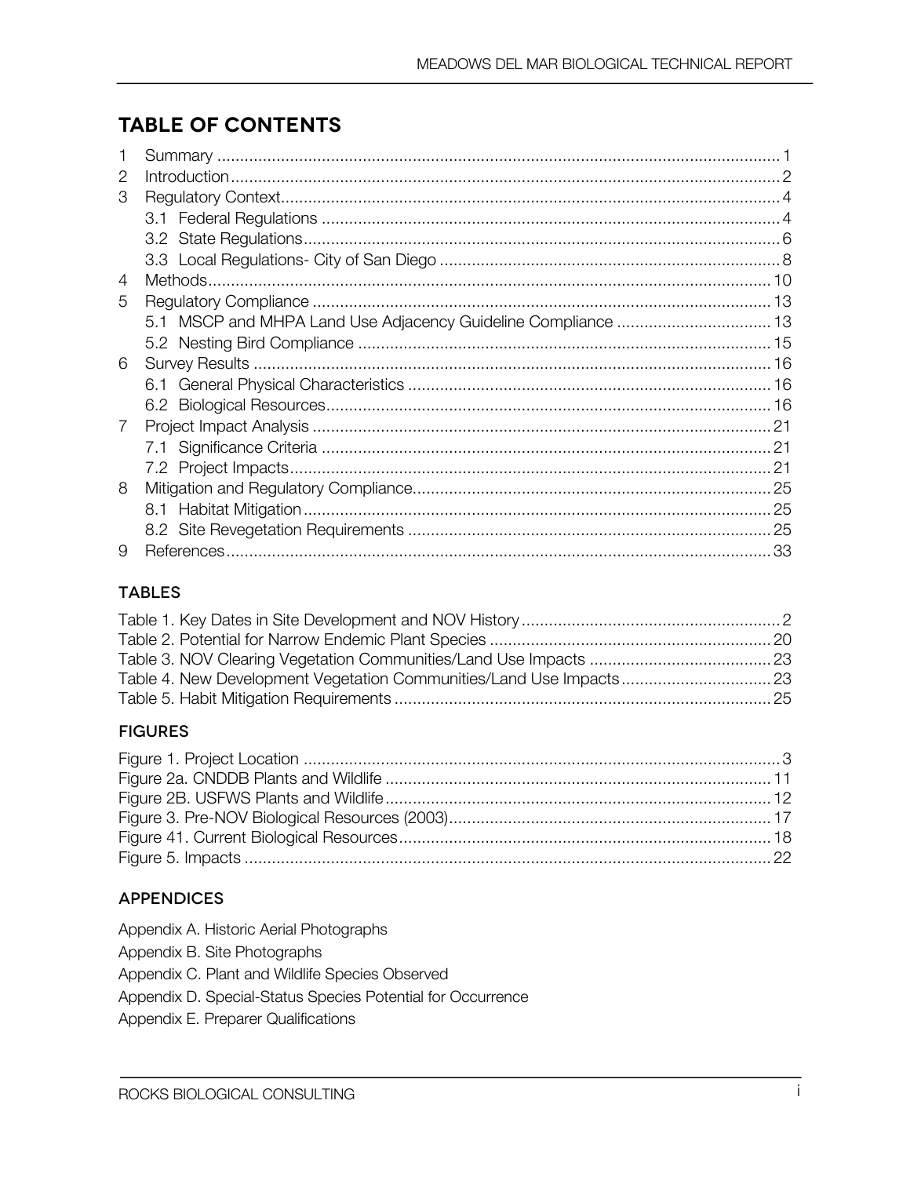# TABLE OF CONTENTS

1 Summary ........................................................ 1
2 Introduction ........................................................ 2
3 Regulatory Context ........................................................ 4
  3.1 Federal Regulations ........................................................ 4
  3.2 State Regulations ........................................................ 6
  3.3 Local Regulations- City of San Diego ........................................................ 8
4 Methods ........................................................ 10
5 Regulatory Compliance ........................................................ 13
  5.1 MSCP and MHPA Land Use Adjacency Guideline Compliance ........................................................ 13
  5.2 Nesting Bird Compliance ........................................................ 15
6 Survey Results ........................................................ 16
  6.1 General Physical Characteristics ........................................................ 16
  6.2 Biological Resources ........................................................ 16
7 Project Impact Analysis ........................................................ 21
  7.1 Significance Criteria ........................................................ 21
  7.2 Project Impacts ........................................................ 21
8 Mitigation and Regulatory Compliance ........................................................ 25
  8.1 Habitat Mitigation ........................................................ 25
  8.2 Site Revegetation Requirements ........................................................ 25
9 References ........................................................ 33

## TABLES

Table 1. Key Dates in Site Development and NOV History ........................................................ 2
Table 2. Potential for Narrow Endemic Plant Species ........................................................ 20
Table 3. NOV Clearing Vegetation Communities/Land Use Impacts ........................................................ 23
Table 4. New Development Vegetation Communities/Land Use Impacts ........................................................ 23
Table 5. Habit Mitigation Requirements ........................................................ 25

## FIGURES

Figure 1. Project Location ........................................................ 3
Figure 2a. CNDDB Plants and Wildlife ........................................................ 11
Figure 2B. USFWS Plants and Wildlife ........................................................ 12
Figure 3. Pre-NOV Biological Resources (2003) ........................................................ 17
Figure 41. Current Biological Resources ........................................................ 18
Figure 5. Impacts ........................................................ 22

## APPENDICES

Appendix A. Historic Aerial Photographs

Appendix B. Site Photographs

Appendix C. Plant and Wildlife Species Observed

Appendix D. Special-Status Species Potential for Occurrence

Appendix E. Preparer Qualifications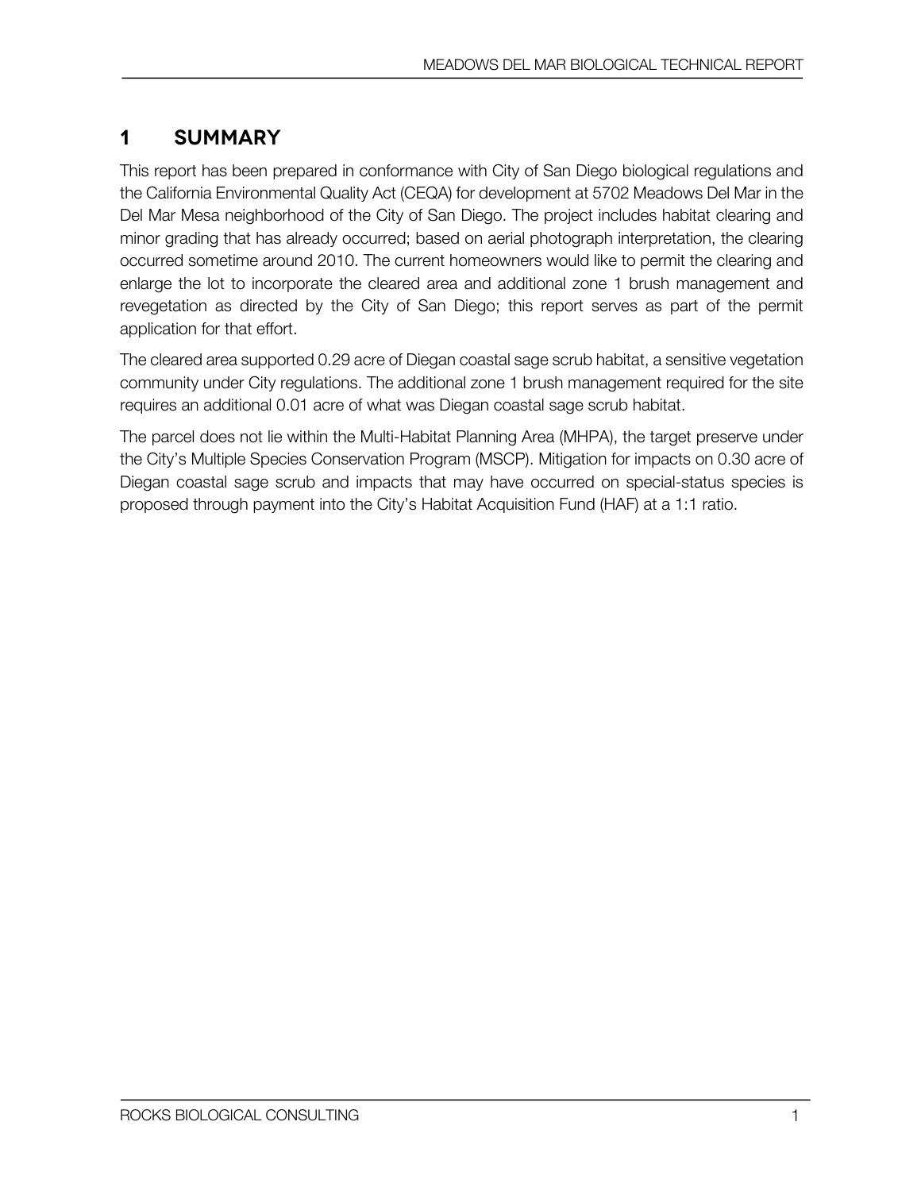# 1 SUMMARY

This report has been prepared in conformance with City of San Diego biological regulations and the California Environmental Quality Act (CEQA) for development at 5702 Meadows Del Mar in the Del Mar Mesa neighborhood of the City of San Diego. The project includes habitat clearing and minor grading that has already occurred; based on aerial photograph interpretation, the clearing occurred sometime around 2010. The current homeowners would like to permit the clearing and enlarge the lot to incorporate the cleared area and additional zone 1 brush management and revegetation as directed by the City of San Diego; this report serves as part of the permit application for that effort.

The cleared area supported 0.29 acre of Diegan coastal sage scrub habitat, a sensitive vegetation community under City regulations. The additional zone 1 brush management required for the site requires an additional 0.01 acre of what was Diegan coastal sage scrub habitat.

The parcel does not lie within the Multi-Habitat Planning Area (MHPA), the target preserve under the City's Multiple Species Conservation Program (MSCP). Mitigation for impacts on 0.30 acre of Diegan coastal sage scrub and impacts that may have occurred on special-status species is proposed through payment into the City's Habitat Acquisition Fund (HAF) at a 1:1 ratio.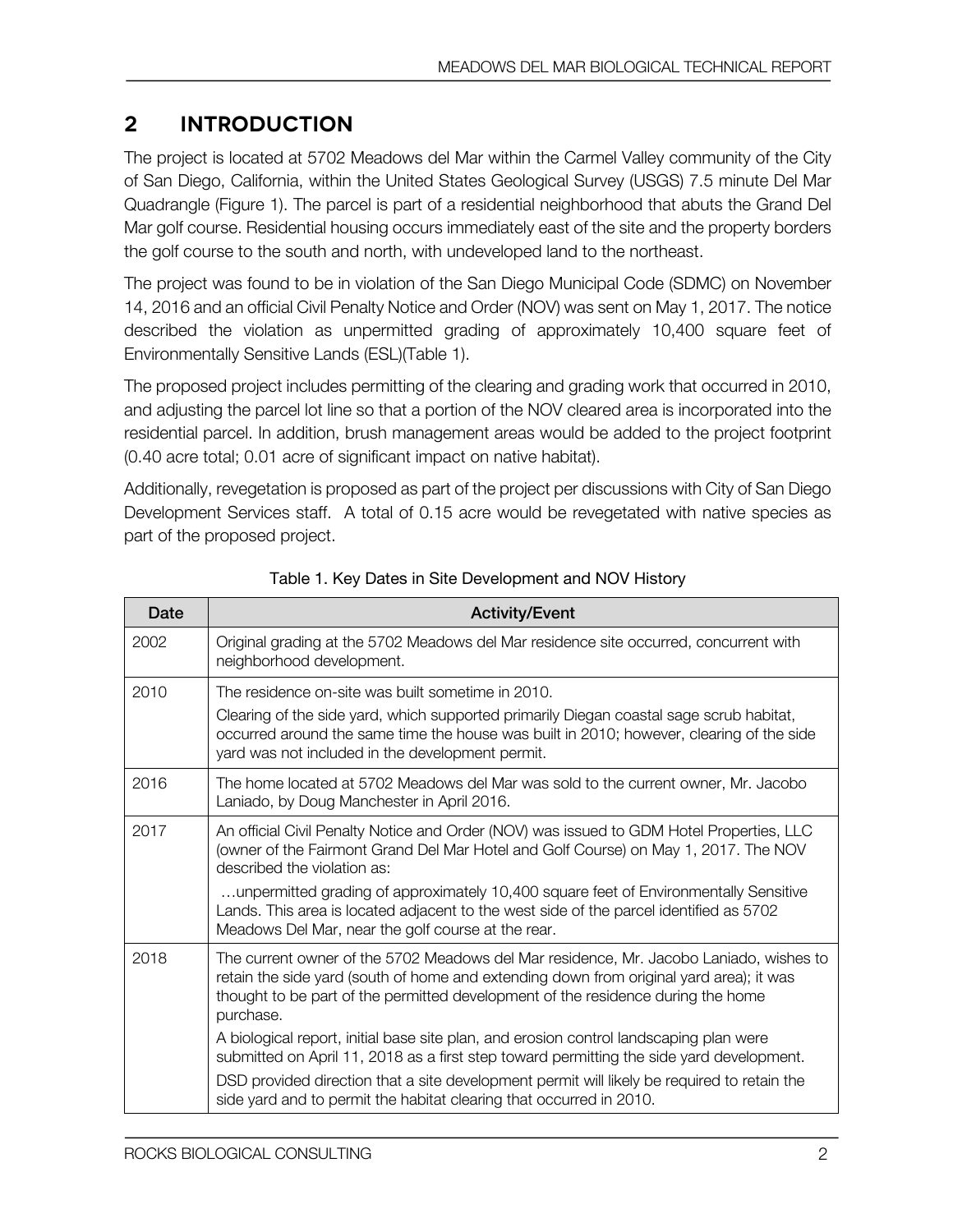## 2 INTRODUCTION

The project is located at 5702 Meadows del Mar within the Carmel Valley community of the City of San Diego, California, within the United States Geological Survey (USGS) 7.5 minute Del Mar Quadrangle (Figure 1). The parcel is part of a residential neighborhood that abuts the Grand Del Mar golf course. Residential housing occurs immediately east of the site and the property borders the golf course to the south and north, with undeveloped land to the northeast.

The project was found to be in violation of the San Diego Municipal Code (SDMC) on November 14, 2016 and an official Civil Penalty Notice and Order (NOV) was sent on May 1, 2017. The notice described the violation as unpermitted grading of approximately 10,400 square feet of Environmentally Sensitive Lands (ESL)(Table 1).

The proposed project includes permitting of the clearing and grading work that occurred in 2010, and adjusting the parcel lot line so that a portion of the NOV cleared area is incorporated into the residential parcel. In addition, brush management areas would be added to the project footprint (0.40 acre total; 0.01 acre of significant impact on native habitat).

Additionally, revegetation is proposed as part of the project per discussions with City of San Diego Development Services staff. A total of 0.15 acre would be revegetated with native species as part of the proposed project.

Table 1. Key Dates in Site Development and NOV History

| Date | Activity/Event |
|---|---|
| 2002 | Original grading at the 5702 Meadows del Mar residence site occurred, concurrent with neighborhood development. |
| 2010 | The residence on-site was built sometime in 2010.<br>Clearing of the side yard, which supported primarily Diegan coastal sage scrub habitat, occurred around the same time the house was built in 2010; however, clearing of the side yard was not included in the development permit. |
| 2016 | The home located at 5702 Meadows del Mar was sold to the current owner, Mr. Jacobo Laniado, by Doug Manchester in April 2016. |
| 2017 | An official Civil Penalty Notice and Order (NOV) was issued to GDM Hotel Properties, LLC (owner of the Fairmont Grand Del Mar Hotel and Golf Course) on May 1, 2017. The NOV described the violation as:<br>…unpermitted grading of approximately 10,400 square feet of Environmentally Sensitive Lands. This area is located adjacent to the west side of the parcel identified as 5702 Meadows Del Mar, near the golf course at the rear. |
| 2018 | The current owner of the 5702 Meadows del Mar residence, Mr. Jacobo Laniado, wishes to retain the side yard (south of home and extending down from original yard area); it was thought to be part of the permitted development of the residence during the home purchase.<br>A biological report, initial base site plan, and erosion control landscaping plan were submitted on April 11, 2018 as a first step toward permitting the side yard development.<br>DSD provided direction that a site development permit will likely be required to retain the side yard and to permit the habitat clearing that occurred in 2010. |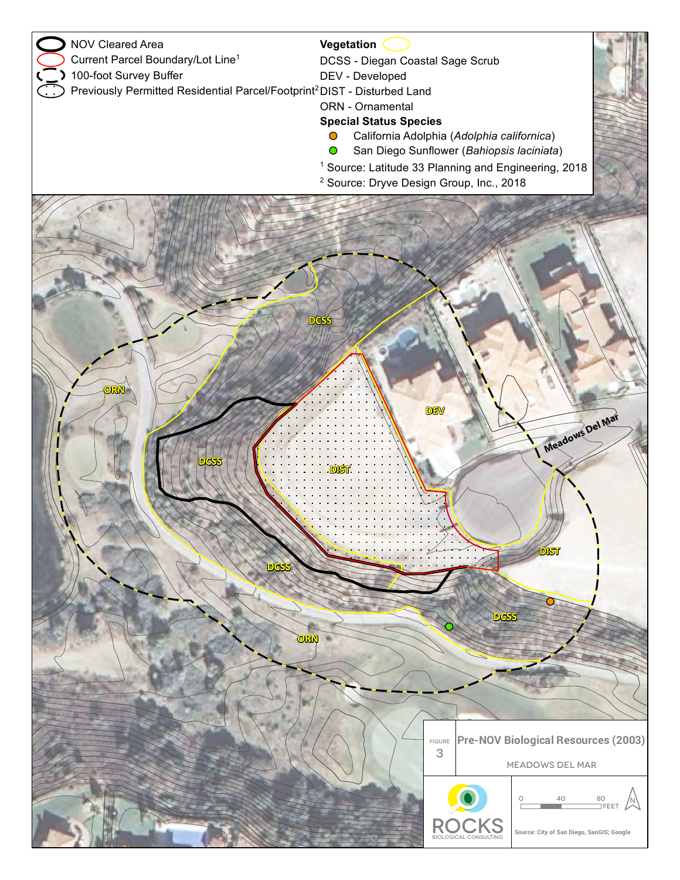- NOV Cleared Area
- Current Parcel Boundary/Lot Line[1]
- 100-foot Survey Buffer
- Previously Permitted Residential Parcel/Footprint[2]

**Vegetation**

DCSS - Diegan Coastal Sage Scrub
DEV - Developed
DIST - Disturbed Land
ORN - Ornamental

**Special Status Species**

- California Adolphia (*Adolphia californica*)
- San Diego Sunflower (*Bahiopsis laciniata*)

[1] Source: Latitude 33 Planning and Engineering, 2018
[2] Source: Dryve Design Group, Inc., 2018

DCSS
ORN
DEV
Meadows Del Mar
DCSS
DIST
DIST
DCSS
DCSS
ORN

FIGURE 3

**Pre-NOV Biological Resources (2003)**

MEADOWS DEL MAR

ROCKS BIOLOGICAL CONSULTING

0 40 80 FEET

N

Source: City of San Diego, SanGIS; Google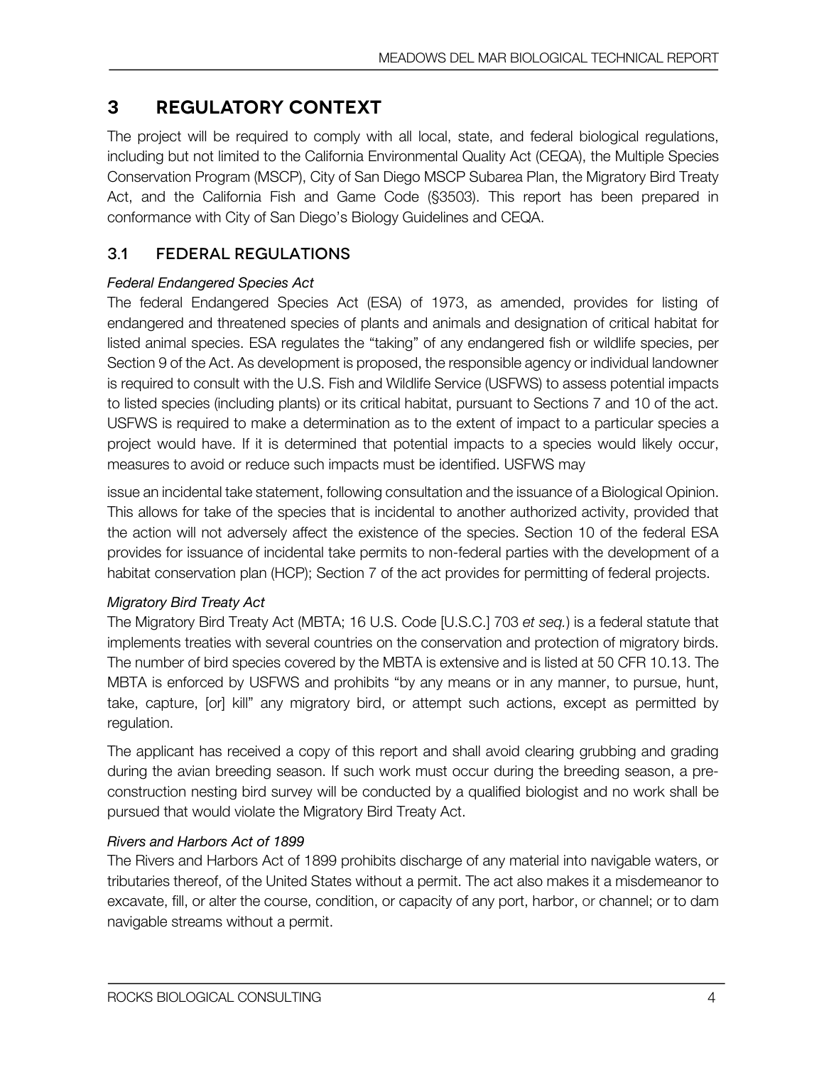# 3 REGULATORY CONTEXT

The project will be required to comply with all local, state, and federal biological regulations, including but not limited to the California Environmental Quality Act (CEQA), the Multiple Species Conservation Program (MSCP), City of San Diego MSCP Subarea Plan, the Migratory Bird Treaty Act, and the California Fish and Game Code (§3503). This report has been prepared in conformance with City of San Diego's Biology Guidelines and CEQA.

## 3.1 FEDERAL REGULATIONS

*Federal Endangered Species Act*

The federal Endangered Species Act (ESA) of 1973, as amended, provides for listing of endangered and threatened species of plants and animals and designation of critical habitat for listed animal species. ESA regulates the "taking" of any endangered fish or wildlife species, per Section 9 of the Act. As development is proposed, the responsible agency or individual landowner is required to consult with the U.S. Fish and Wildlife Service (USFWS) to assess potential impacts to listed species (including plants) or its critical habitat, pursuant to Sections 7 and 10 of the act. USFWS is required to make a determination as to the extent of impact to a particular species a project would have. If it is determined that potential impacts to a species would likely occur, measures to avoid or reduce such impacts must be identified. USFWS may issue an incidental take statement, following consultation and the issuance of a Biological Opinion. This allows for take of the species that is incidental to another authorized activity, provided that the action will not adversely affect the existence of the species. Section 10 of the federal ESA provides for issuance of incidental take permits to non-federal parties with the development of a habitat conservation plan (HCP); Section 7 of the act provides for permitting of federal projects.

*Migratory Bird Treaty Act*

The Migratory Bird Treaty Act (MBTA; 16 U.S. Code [U.S.C.] 703 *et seq.*) is a federal statute that implements treaties with several countries on the conservation and protection of migratory birds. The number of bird species covered by the MBTA is extensive and is listed at 50 CFR 10.13. The MBTA is enforced by USFWS and prohibits "by any means or in any manner, to pursue, hunt, take, capture, [or] kill" any migratory bird, or attempt such actions, except as permitted by regulation.

The applicant has received a copy of this report and shall avoid clearing grubbing and grading during the avian breeding season. If such work must occur during the breeding season, a pre-construction nesting bird survey will be conducted by a qualified biologist and no work shall be pursued that would violate the Migratory Bird Treaty Act.

*Rivers and Harbors Act of 1899*

The Rivers and Harbors Act of 1899 prohibits discharge of any material into navigable waters, or tributaries thereof, of the United States without a permit. The act also makes it a misdemeanor to excavate, fill, or alter the course, condition, or capacity of any port, harbor, or channel; or to dam navigable streams without a permit.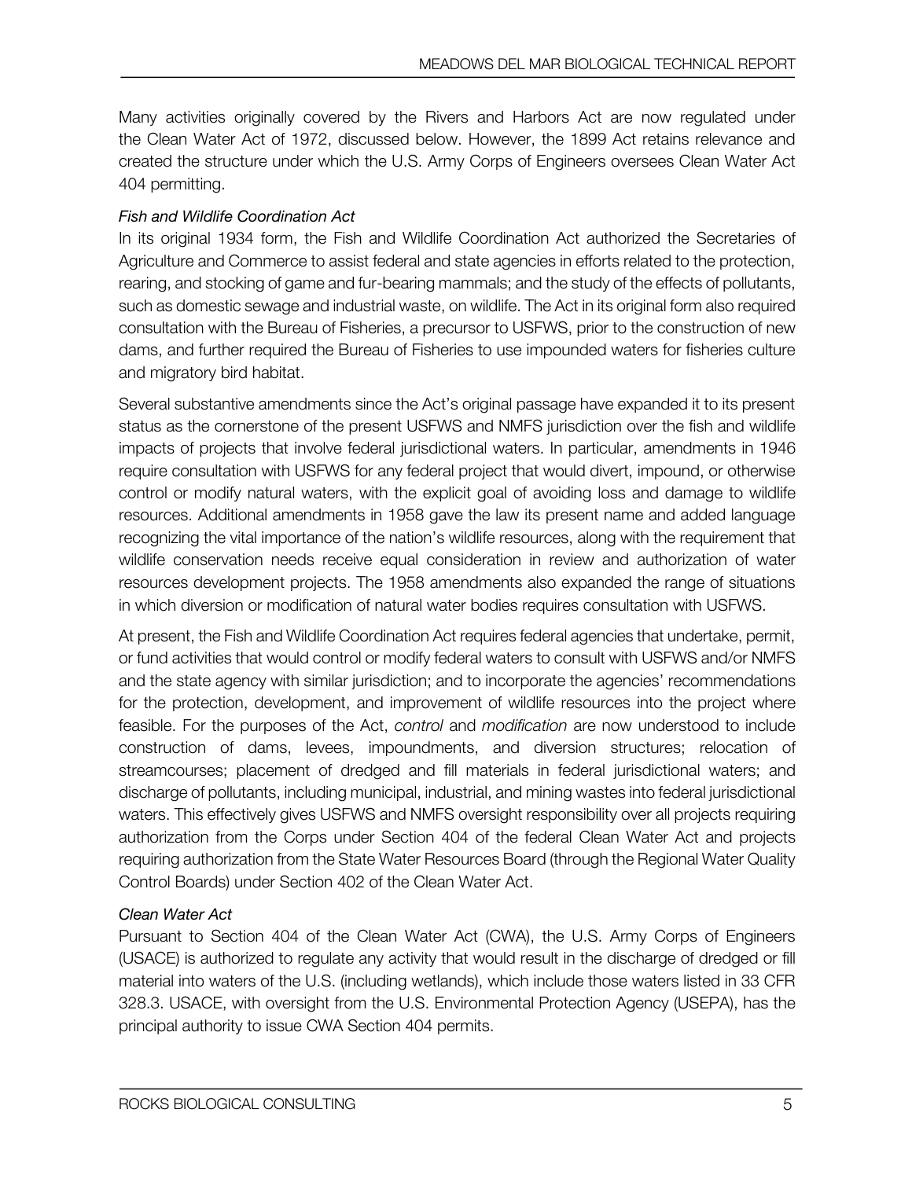Many activities originally covered by the Rivers and Harbors Act are now regulated under the Clean Water Act of 1972, discussed below. However, the 1899 Act retains relevance and created the structure under which the U.S. Army Corps of Engineers oversees Clean Water Act 404 permitting.

*Fish and Wildlife Coordination Act*

In its original 1934 form, the Fish and Wildlife Coordination Act authorized the Secretaries of Agriculture and Commerce to assist federal and state agencies in efforts related to the protection, rearing, and stocking of game and fur-bearing mammals; and the study of the effects of pollutants, such as domestic sewage and industrial waste, on wildlife. The Act in its original form also required consultation with the Bureau of Fisheries, a precursor to USFWS, prior to the construction of new dams, and further required the Bureau of Fisheries to use impounded waters for fisheries culture and migratory bird habitat.

Several substantive amendments since the Act's original passage have expanded it to its present status as the cornerstone of the present USFWS and NMFS jurisdiction over the fish and wildlife impacts of projects that involve federal jurisdictional waters. In particular, amendments in 1946 require consultation with USFWS for any federal project that would divert, impound, or otherwise control or modify natural waters, with the explicit goal of avoiding loss and damage to wildlife resources. Additional amendments in 1958 gave the law its present name and added language recognizing the vital importance of the nation's wildlife resources, along with the requirement that wildlife conservation needs receive equal consideration in review and authorization of water resources development projects. The 1958 amendments also expanded the range of situations in which diversion or modification of natural water bodies requires consultation with USFWS.

At present, the Fish and Wildlife Coordination Act requires federal agencies that undertake, permit, or fund activities that would control or modify federal waters to consult with USFWS and/or NMFS and the state agency with similar jurisdiction; and to incorporate the agencies' recommendations for the protection, development, and improvement of wildlife resources into the project where feasible. For the purposes of the Act, *control* and *modification* are now understood to include construction of dams, levees, impoundments, and diversion structures; relocation of streamcourses; placement of dredged and fill materials in federal jurisdictional waters; and discharge of pollutants, including municipal, industrial, and mining wastes into federal jurisdictional waters. This effectively gives USFWS and NMFS oversight responsibility over all projects requiring authorization from the Corps under Section 404 of the federal Clean Water Act and projects requiring authorization from the State Water Resources Board (through the Regional Water Quality Control Boards) under Section 402 of the Clean Water Act.

*Clean Water Act*

Pursuant to Section 404 of the Clean Water Act (CWA), the U.S. Army Corps of Engineers (USACE) is authorized to regulate any activity that would result in the discharge of dredged or fill material into waters of the U.S. (including wetlands), which include those waters listed in 33 CFR 328.3. USACE, with oversight from the U.S. Environmental Protection Agency (USEPA), has the principal authority to issue CWA Section 404 permits.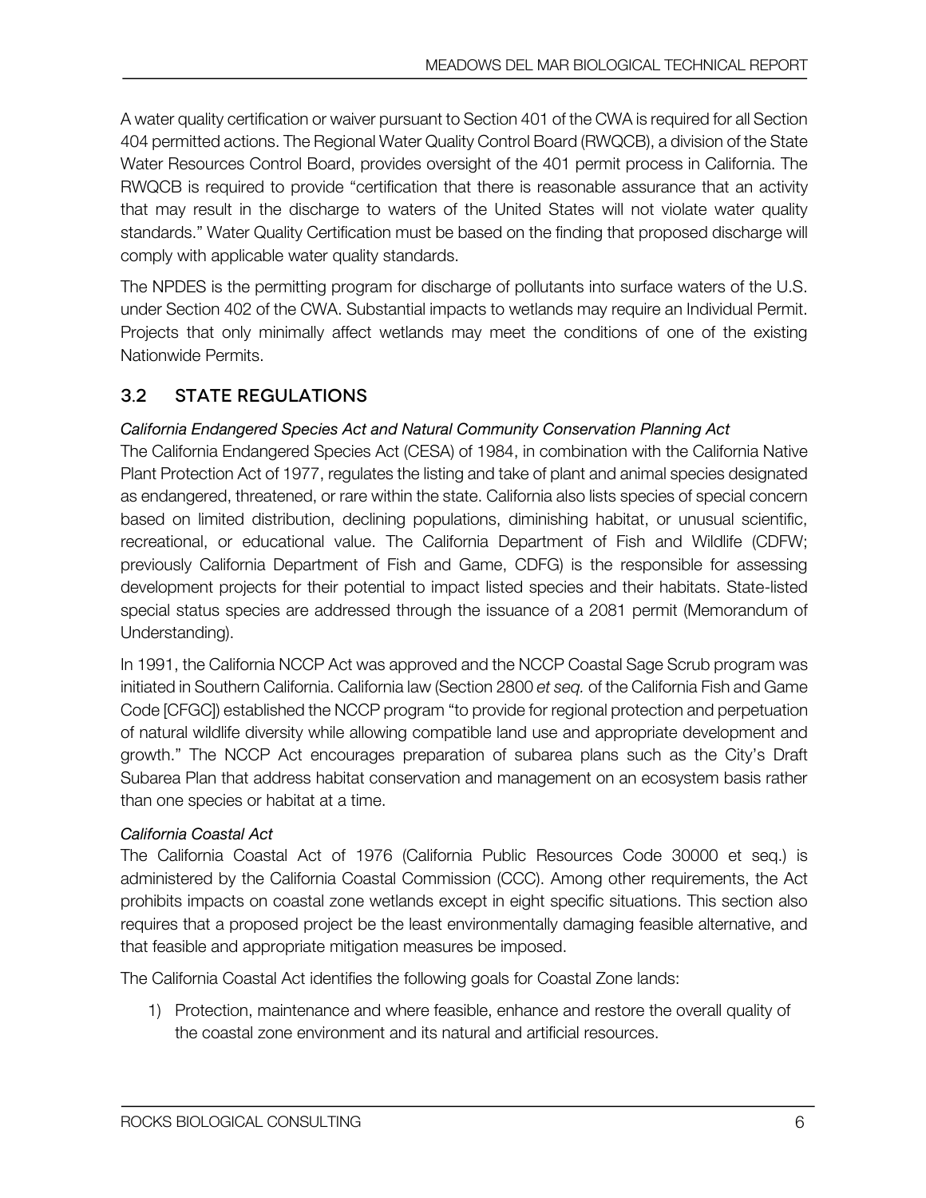A water quality certification or waiver pursuant to Section 401 of the CWA is required for all Section 404 permitted actions. The Regional Water Quality Control Board (RWQCB), a division of the State Water Resources Control Board, provides oversight of the 401 permit process in California. The RWQCB is required to provide "certification that there is reasonable assurance that an activity that may result in the discharge to waters of the United States will not violate water quality standards." Water Quality Certification must be based on the finding that proposed discharge will comply with applicable water quality standards.

The NPDES is the permitting program for discharge of pollutants into surface waters of the U.S. under Section 402 of the CWA. Substantial impacts to wetlands may require an Individual Permit. Projects that only minimally affect wetlands may meet the conditions of one of the existing Nationwide Permits.

## 3.2 STATE REGULATIONS

*California Endangered Species Act and Natural Community Conservation Planning Act*

The California Endangered Species Act (CESA) of 1984, in combination with the California Native Plant Protection Act of 1977, regulates the listing and take of plant and animal species designated as endangered, threatened, or rare within the state. California also lists species of special concern based on limited distribution, declining populations, diminishing habitat, or unusual scientific, recreational, or educational value. The California Department of Fish and Wildlife (CDFW; previously California Department of Fish and Game, CDFG) is the responsible for assessing development projects for their potential to impact listed species and their habitats. State-listed special status species are addressed through the issuance of a 2081 permit (Memorandum of Understanding).

In 1991, the California NCCP Act was approved and the NCCP Coastal Sage Scrub program was initiated in Southern California. California law (Section 2800 *et seq.* of the California Fish and Game Code [CFGC]) established the NCCP program "to provide for regional protection and perpetuation of natural wildlife diversity while allowing compatible land use and appropriate development and growth." The NCCP Act encourages preparation of subarea plans such as the City's Draft Subarea Plan that address habitat conservation and management on an ecosystem basis rather than one species or habitat at a time.

*California Coastal Act*

The California Coastal Act of 1976 (California Public Resources Code 30000 et seq.) is administered by the California Coastal Commission (CCC). Among other requirements, the Act prohibits impacts on coastal zone wetlands except in eight specific situations. This section also requires that a proposed project be the least environmentally damaging feasible alternative, and that feasible and appropriate mitigation measures be imposed.

The California Coastal Act identifies the following goals for Coastal Zone lands:

1) Protection, maintenance and where feasible, enhance and restore the overall quality of the coastal zone environment and its natural and artificial resources.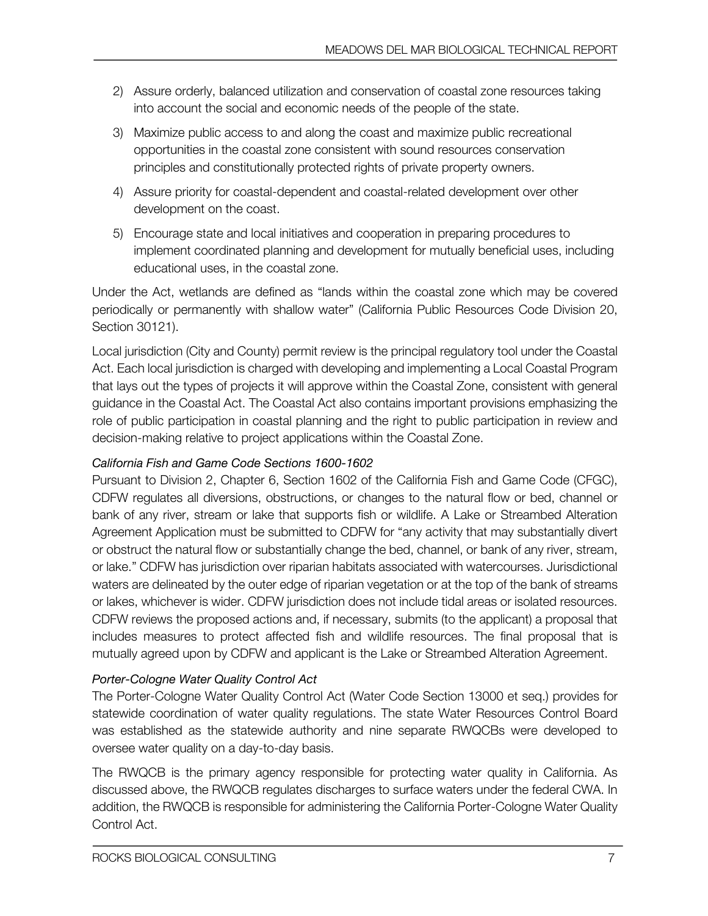2) Assure orderly, balanced utilization and conservation of coastal zone resources taking into account the social and economic needs of the people of the state.

3) Maximize public access to and along the coast and maximize public recreational opportunities in the coastal zone consistent with sound resources conservation principles and constitutionally protected rights of private property owners.

4) Assure priority for coastal-dependent and coastal-related development over other development on the coast.

5) Encourage state and local initiatives and cooperation in preparing procedures to implement coordinated planning and development for mutually beneficial uses, including educational uses, in the coastal zone.

Under the Act, wetlands are defined as "lands within the coastal zone which may be covered periodically or permanently with shallow water" (California Public Resources Code Division 20, Section 30121).

Local jurisdiction (City and County) permit review is the principal regulatory tool under the Coastal Act. Each local jurisdiction is charged with developing and implementing a Local Coastal Program that lays out the types of projects it will approve within the Coastal Zone, consistent with general guidance in the Coastal Act. The Coastal Act also contains important provisions emphasizing the role of public participation in coastal planning and the right to public participation in review and decision-making relative to project applications within the Coastal Zone.

*California Fish and Game Code Sections 1600-1602*

Pursuant to Division 2, Chapter 6, Section 1602 of the California Fish and Game Code (CFGC), CDFW regulates all diversions, obstructions, or changes to the natural flow or bed, channel or bank of any river, stream or lake that supports fish or wildlife. A Lake or Streambed Alteration Agreement Application must be submitted to CDFW for "any activity that may substantially divert or obstruct the natural flow or substantially change the bed, channel, or bank of any river, stream, or lake." CDFW has jurisdiction over riparian habitats associated with watercourses. Jurisdictional waters are delineated by the outer edge of riparian vegetation or at the top of the bank of streams or lakes, whichever is wider. CDFW jurisdiction does not include tidal areas or isolated resources. CDFW reviews the proposed actions and, if necessary, submits (to the applicant) a proposal that includes measures to protect affected fish and wildlife resources. The final proposal that is mutually agreed upon by CDFW and applicant is the Lake or Streambed Alteration Agreement.

*Porter-Cologne Water Quality Control Act*

The Porter-Cologne Water Quality Control Act (Water Code Section 13000 et seq.) provides for statewide coordination of water quality regulations. The state Water Resources Control Board was established as the statewide authority and nine separate RWQCBs were developed to oversee water quality on a day-to-day basis.

The RWQCB is the primary agency responsible for protecting water quality in California. As discussed above, the RWQCB regulates discharges to surface waters under the federal CWA. In addition, the RWQCB is responsible for administering the California Porter-Cologne Water Quality Control Act.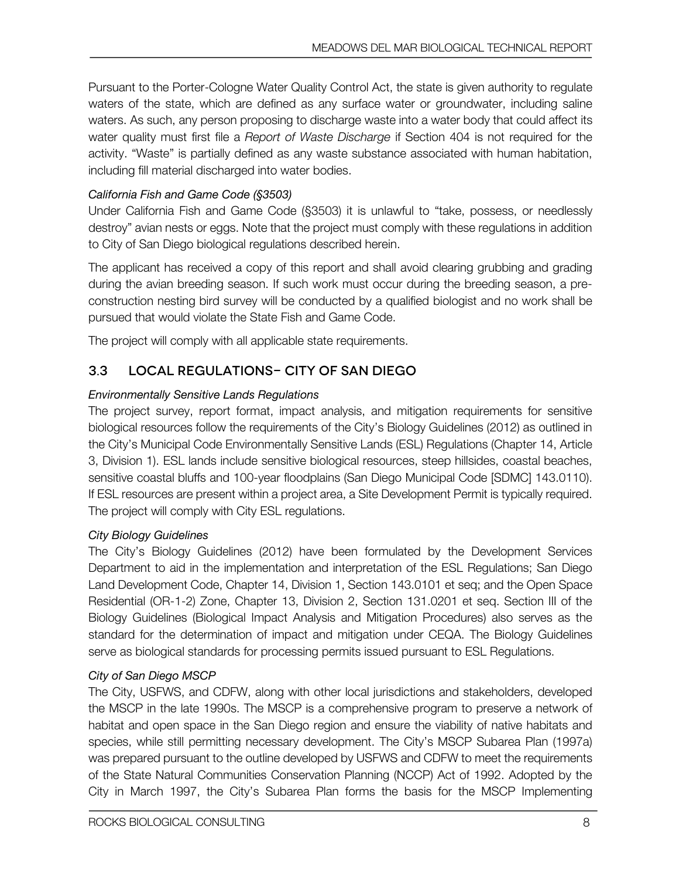Pursuant to the Porter-Cologne Water Quality Control Act, the state is given authority to regulate waters of the state, which are defined as any surface water or groundwater, including saline waters. As such, any person proposing to discharge waste into a water body that could affect its water quality must first file a *Report of Waste Discharge* if Section 404 is not required for the activity. "Waste" is partially defined as any waste substance associated with human habitation, including fill material discharged into water bodies.

*California Fish and Game Code (§3503)*

Under California Fish and Game Code (§3503) it is unlawful to "take, possess, or needlessly destroy" avian nests or eggs. Note that the project must comply with these regulations in addition to City of San Diego biological regulations described herein.

The applicant has received a copy of this report and shall avoid clearing grubbing and grading during the avian breeding season. If such work must occur during the breeding season, a pre-construction nesting bird survey will be conducted by a qualified biologist and no work shall be pursued that would violate the State Fish and Game Code.

The project will comply with all applicable state requirements.

## 3.3 LOCAL REGULATIONS– CITY OF SAN DIEGO

*Environmentally Sensitive Lands Regulations*

The project survey, report format, impact analysis, and mitigation requirements for sensitive biological resources follow the requirements of the City's Biology Guidelines (2012) as outlined in the City's Municipal Code Environmentally Sensitive Lands (ESL) Regulations (Chapter 14, Article 3, Division 1). ESL lands include sensitive biological resources, steep hillsides, coastal beaches, sensitive coastal bluffs and 100-year floodplains (San Diego Municipal Code [SDMC] 143.0110). If ESL resources are present within a project area, a Site Development Permit is typically required. The project will comply with City ESL regulations.

*City Biology Guidelines*

The City's Biology Guidelines (2012) have been formulated by the Development Services Department to aid in the implementation and interpretation of the ESL Regulations; San Diego Land Development Code, Chapter 14, Division 1, Section 143.0101 et seq; and the Open Space Residential (OR-1-2) Zone, Chapter 13, Division 2, Section 131.0201 et seq. Section III of the Biology Guidelines (Biological Impact Analysis and Mitigation Procedures) also serves as the standard for the determination of impact and mitigation under CEQA. The Biology Guidelines serve as biological standards for processing permits issued pursuant to ESL Regulations.

*City of San Diego MSCP*

The City, USFWS, and CDFW, along with other local jurisdictions and stakeholders, developed the MSCP in the late 1990s. The MSCP is a comprehensive program to preserve a network of habitat and open space in the San Diego region and ensure the viability of native habitats and species, while still permitting necessary development. The City's MSCP Subarea Plan (1997a) was prepared pursuant to the outline developed by USFWS and CDFW to meet the requirements of the State Natural Communities Conservation Planning (NCCP) Act of 1992. Adopted by the City in March 1997, the City's Subarea Plan forms the basis for the MSCP Implementing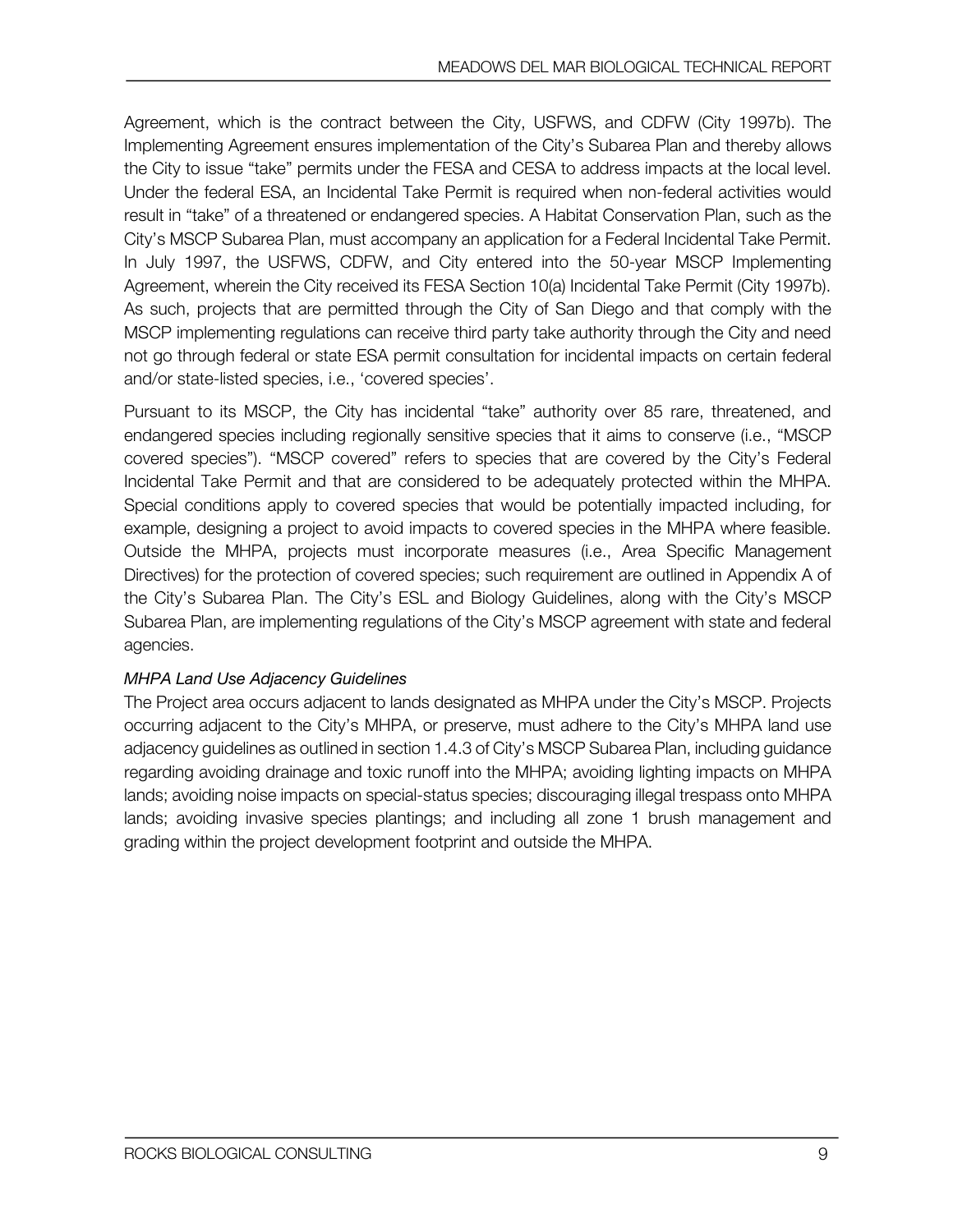Agreement, which is the contract between the City, USFWS, and CDFW (City 1997b). The Implementing Agreement ensures implementation of the City's Subarea Plan and thereby allows the City to issue "take" permits under the FESA and CESA to address impacts at the local level. Under the federal ESA, an Incidental Take Permit is required when non-federal activities would result in "take" of a threatened or endangered species. A Habitat Conservation Plan, such as the City's MSCP Subarea Plan, must accompany an application for a Federal Incidental Take Permit. In July 1997, the USFWS, CDFW, and City entered into the 50-year MSCP Implementing Agreement, wherein the City received its FESA Section 10(a) Incidental Take Permit (City 1997b). As such, projects that are permitted through the City of San Diego and that comply with the MSCP implementing regulations can receive third party take authority through the City and need not go through federal or state ESA permit consultation for incidental impacts on certain federal and/or state-listed species, i.e., 'covered species'.

Pursuant to its MSCP, the City has incidental "take" authority over 85 rare, threatened, and endangered species including regionally sensitive species that it aims to conserve (i.e., "MSCP covered species"). "MSCP covered" refers to species that are covered by the City's Federal Incidental Take Permit and that are considered to be adequately protected within the MHPA. Special conditions apply to covered species that would be potentially impacted including, for example, designing a project to avoid impacts to covered species in the MHPA where feasible. Outside the MHPA, projects must incorporate measures (i.e., Area Specific Management Directives) for the protection of covered species; such requirement are outlined in Appendix A of the City's Subarea Plan. The City's ESL and Biology Guidelines, along with the City's MSCP Subarea Plan, are implementing regulations of the City's MSCP agreement with state and federal agencies.

*MHPA Land Use Adjacency Guidelines*

The Project area occurs adjacent to lands designated as MHPA under the City's MSCP. Projects occurring adjacent to the City's MHPA, or preserve, must adhere to the City's MHPA land use adjacency guidelines as outlined in section 1.4.3 of City's MSCP Subarea Plan, including guidance regarding avoiding drainage and toxic runoff into the MHPA; avoiding lighting impacts on MHPA lands; avoiding noise impacts on special-status species; discouraging illegal trespass onto MHPA lands; avoiding invasive species plantings; and including all zone 1 brush management and grading within the project development footprint and outside the MHPA.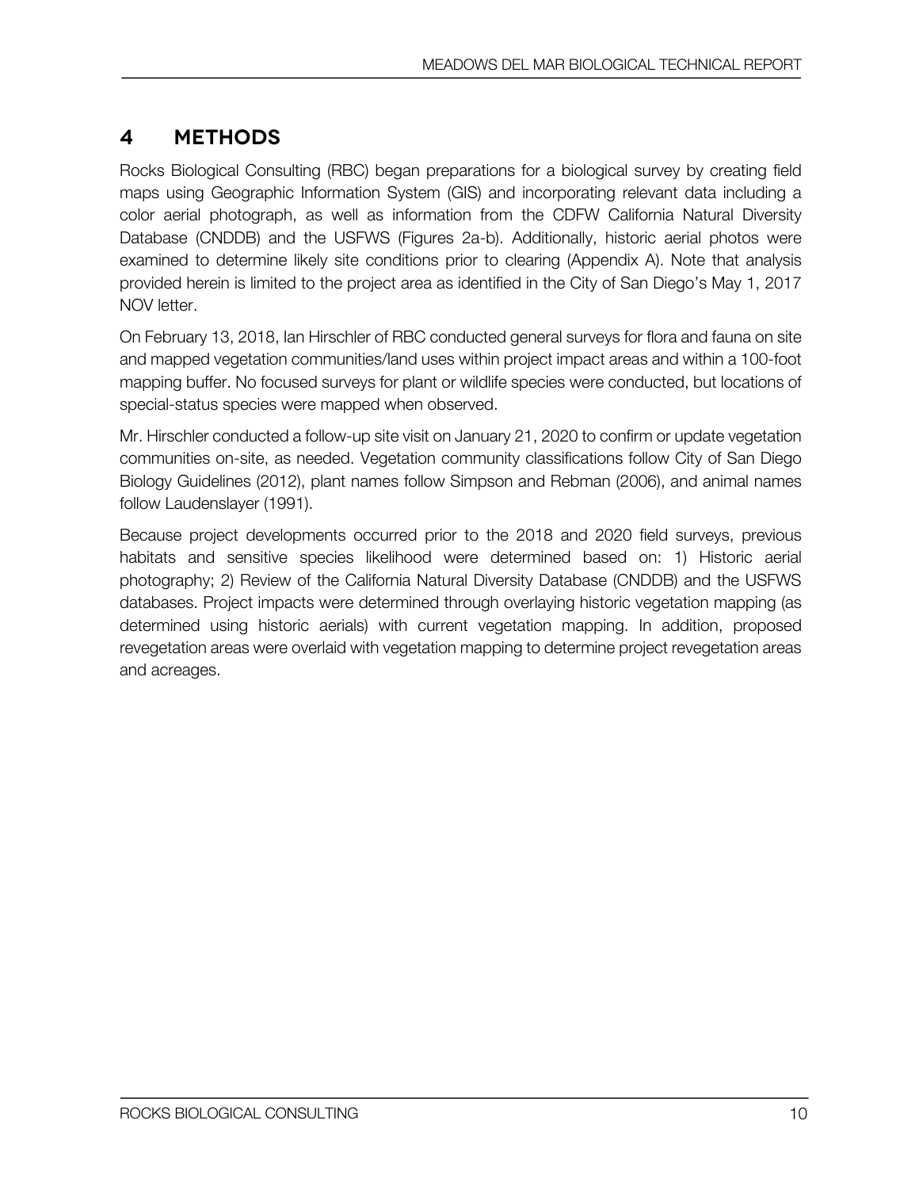# 4 METHODS

Rocks Biological Consulting (RBC) began preparations for a biological survey by creating field maps using Geographic Information System (GIS) and incorporating relevant data including a color aerial photograph, as well as information from the CDFW California Natural Diversity Database (CNDDB) and the USFWS (Figures 2a-b). Additionally, historic aerial photos were examined to determine likely site conditions prior to clearing (Appendix A). Note that analysis provided herein is limited to the project area as identified in the City of San Diego's May 1, 2017 NOV letter.

On February 13, 2018, Ian Hirschler of RBC conducted general surveys for flora and fauna on site and mapped vegetation communities/land uses within project impact areas and within a 100-foot mapping buffer. No focused surveys for plant or wildlife species were conducted, but locations of special-status species were mapped when observed.

Mr. Hirschler conducted a follow-up site visit on January 21, 2020 to confirm or update vegetation communities on-site, as needed. Vegetation community classifications follow City of San Diego Biology Guidelines (2012), plant names follow Simpson and Rebman (2006), and animal names follow Laudenslayer (1991).

Because project developments occurred prior to the 2018 and 2020 field surveys, previous habitats and sensitive species likelihood were determined based on: 1) Historic aerial photography; 2) Review of the California Natural Diversity Database (CNDDB) and the USFWS databases. Project impacts were determined through overlaying historic vegetation mapping (as determined using historic aerials) with current vegetation mapping. In addition, proposed revegetation areas were overlaid with vegetation mapping to determine project revegetation areas and acreages.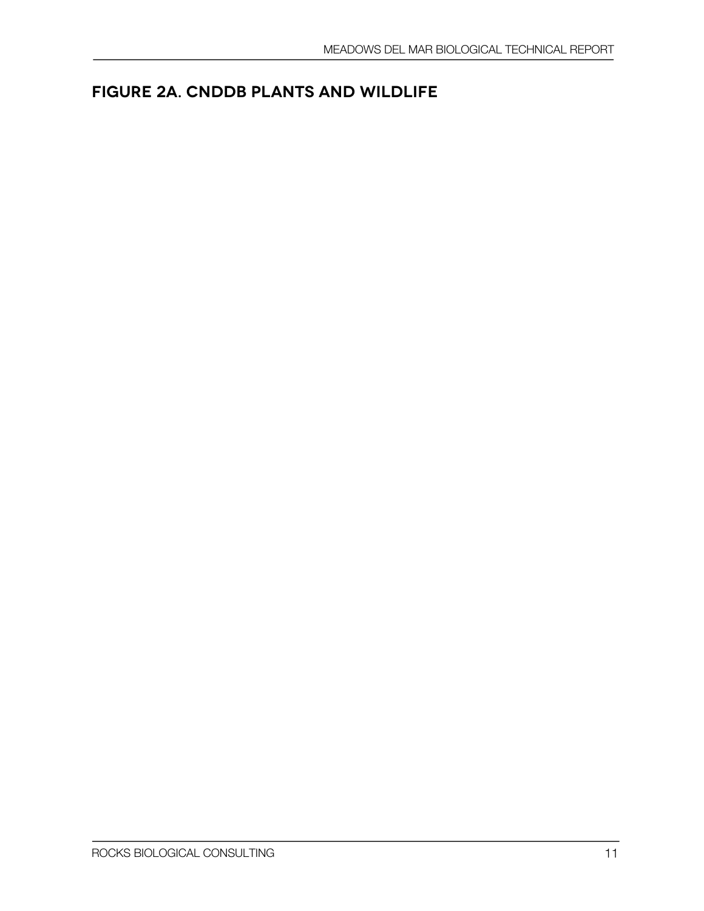## FIGURE 2A. CNDDB PLANTS AND WILDLIFE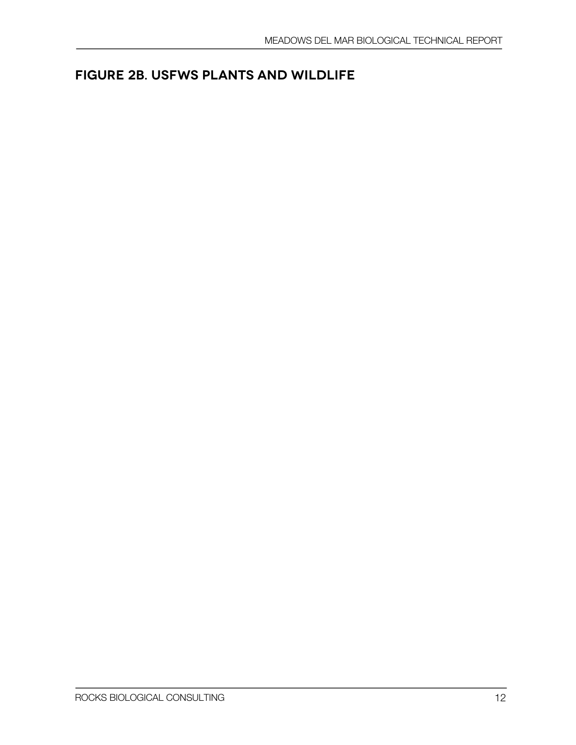## FIGURE 2B. USFWS PLANTS AND WILDLIFE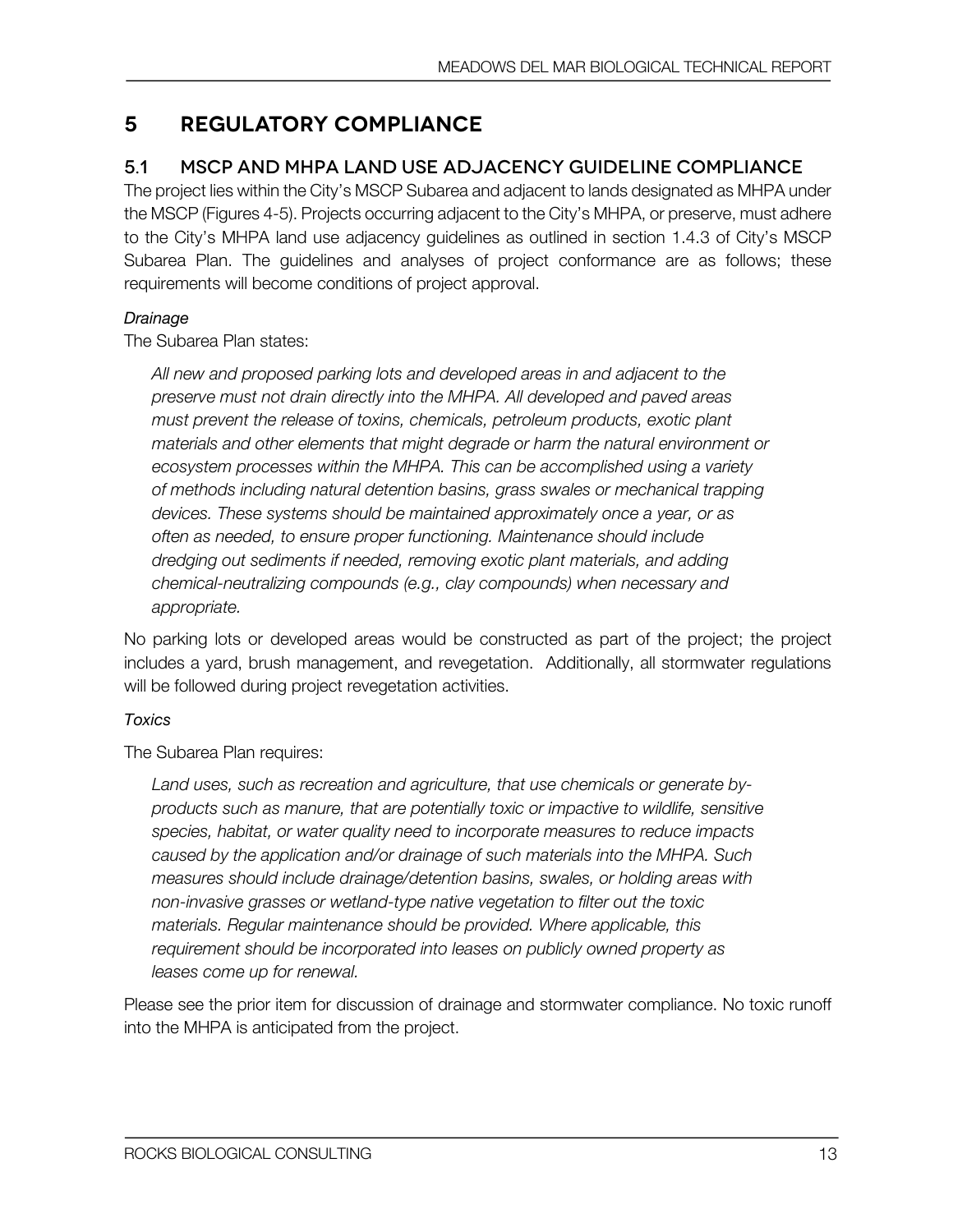# 5 REGULATORY COMPLIANCE

## 5.1 MSCP AND MHPA LAND USE ADJACENCY GUIDELINE COMPLIANCE

The project lies within the City's MSCP Subarea and adjacent to lands designated as MHPA under the MSCP (Figures 4-5). Projects occurring adjacent to the City's MHPA, or preserve, must adhere to the City's MHPA land use adjacency guidelines as outlined in section 1.4.3 of City's MSCP Subarea Plan. The guidelines and analyses of project conformance are as follows; these requirements will become conditions of project approval.

*Drainage*

The Subarea Plan states:

> *All new and proposed parking lots and developed areas in and adjacent to the preserve must not drain directly into the MHPA. All developed and paved areas must prevent the release of toxins, chemicals, petroleum products, exotic plant materials and other elements that might degrade or harm the natural environment or ecosystem processes within the MHPA. This can be accomplished using a variety of methods including natural detention basins, grass swales or mechanical trapping devices. These systems should be maintained approximately once a year, or as often as needed, to ensure proper functioning. Maintenance should include dredging out sediments if needed, removing exotic plant materials, and adding chemical-neutralizing compounds (e.g., clay compounds) when necessary and appropriate.*

No parking lots or developed areas would be constructed as part of the project; the project includes a yard, brush management, and revegetation. Additionally, all stormwater regulations will be followed during project revegetation activities.

*Toxics*

The Subarea Plan requires:

> *Land uses, such as recreation and agriculture, that use chemicals or generate by-products such as manure, that are potentially toxic or impactive to wildlife, sensitive species, habitat, or water quality need to incorporate measures to reduce impacts caused by the application and/or drainage of such materials into the MHPA. Such measures should include drainage/detention basins, swales, or holding areas with non-invasive grasses or wetland-type native vegetation to filter out the toxic materials. Regular maintenance should be provided. Where applicable, this requirement should be incorporated into leases on publicly owned property as leases come up for renewal.*

Please see the prior item for discussion of drainage and stormwater compliance. No toxic runoff into the MHPA is anticipated from the project.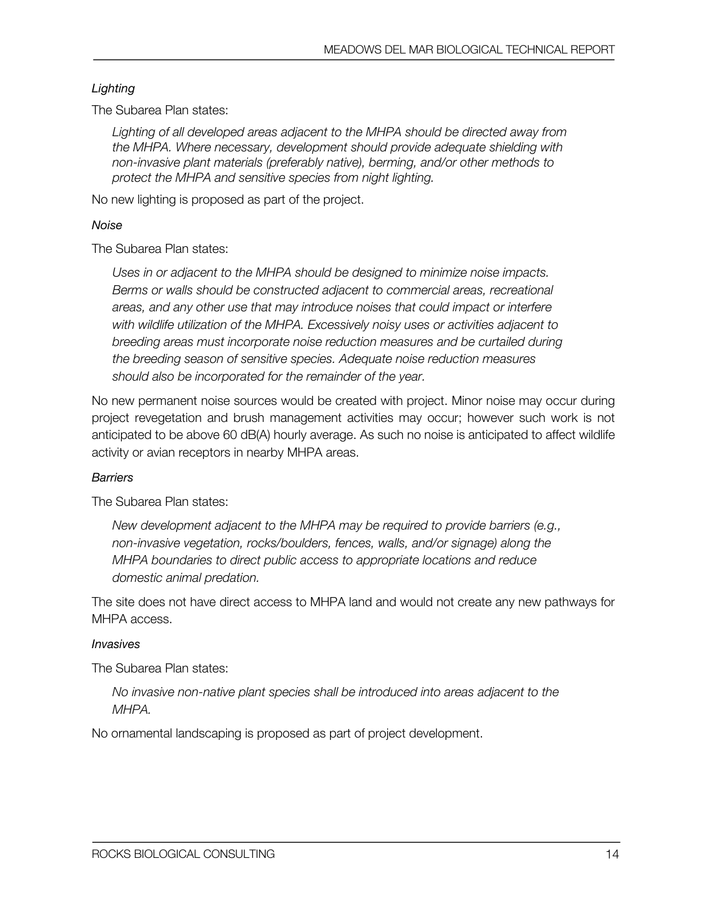*Lighting*

The Subarea Plan states:

> *Lighting of all developed areas adjacent to the MHPA should be directed away from the MHPA. Where necessary, development should provide adequate shielding with non-invasive plant materials (preferably native), berming, and/or other methods to protect the MHPA and sensitive species from night lighting.*

No new lighting is proposed as part of the project.

*Noise*

The Subarea Plan states:

> *Uses in or adjacent to the MHPA should be designed to minimize noise impacts. Berms or walls should be constructed adjacent to commercial areas, recreational areas, and any other use that may introduce noises that could impact or interfere with wildlife utilization of the MHPA. Excessively noisy uses or activities adjacent to breeding areas must incorporate noise reduction measures and be curtailed during the breeding season of sensitive species. Adequate noise reduction measures should also be incorporated for the remainder of the year.*

No new permanent noise sources would be created with project. Minor noise may occur during project revegetation and brush management activities may occur; however such work is not anticipated to be above 60 dB(A) hourly average. As such no noise is anticipated to affect wildlife activity or avian receptors in nearby MHPA areas.

*Barriers*

The Subarea Plan states:

> *New development adjacent to the MHPA may be required to provide barriers (e.g., non-invasive vegetation, rocks/boulders, fences, walls, and/or signage) along the MHPA boundaries to direct public access to appropriate locations and reduce domestic animal predation.*

The site does not have direct access to MHPA land and would not create any new pathways for MHPA access.

*Invasives*

The Subarea Plan states:

> *No invasive non-native plant species shall be introduced into areas adjacent to the MHPA.*

No ornamental landscaping is proposed as part of project development.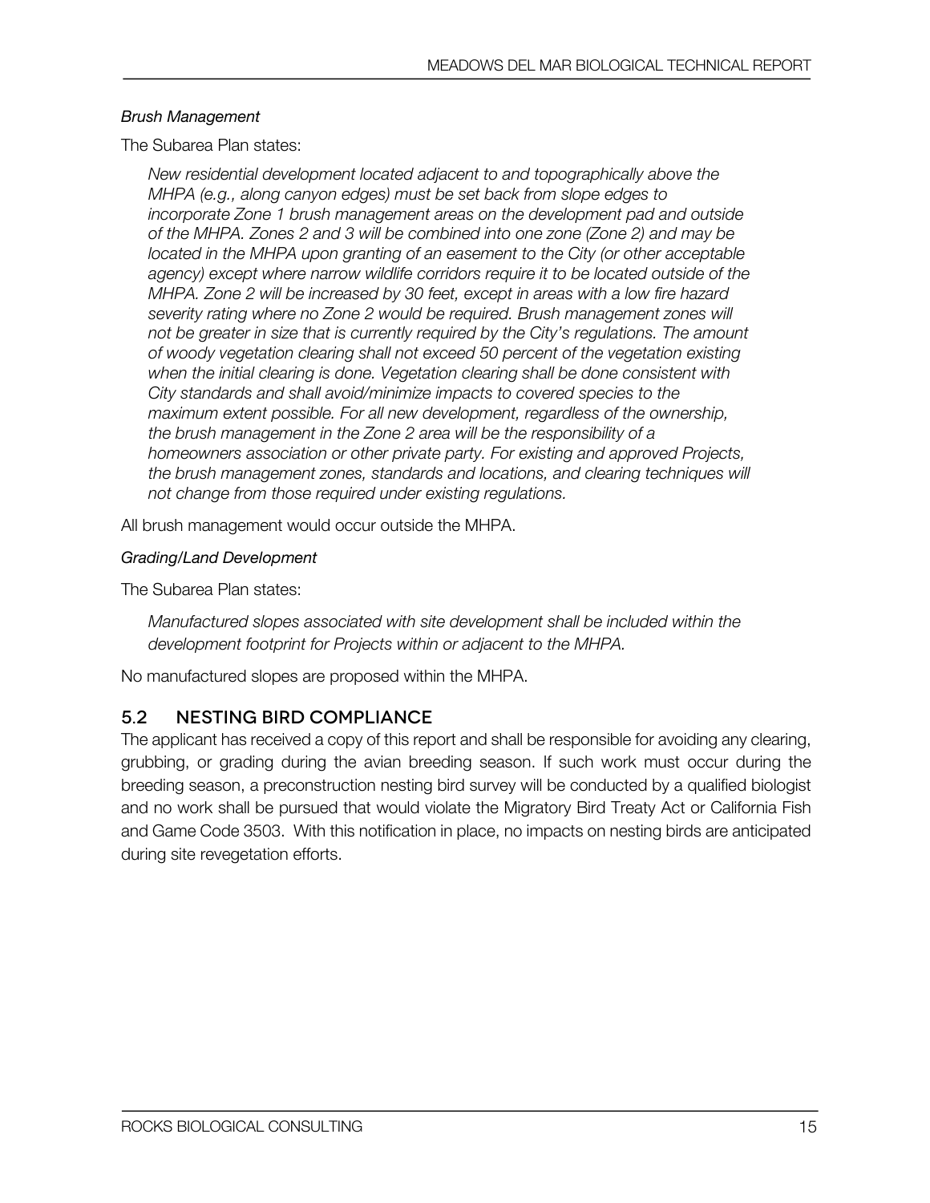*Brush Management*

The Subarea Plan states:

> *New residential development located adjacent to and topographically above the MHPA (e.g., along canyon edges) must be set back from slope edges to incorporate Zone 1 brush management areas on the development pad and outside of the MHPA. Zones 2 and 3 will be combined into one zone (Zone 2) and may be located in the MHPA upon granting of an easement to the City (or other acceptable agency) except where narrow wildlife corridors require it to be located outside of the MHPA. Zone 2 will be increased by 30 feet, except in areas with a low fire hazard severity rating where no Zone 2 would be required. Brush management zones will not be greater in size that is currently required by the City's regulations. The amount of woody vegetation clearing shall not exceed 50 percent of the vegetation existing when the initial clearing is done. Vegetation clearing shall be done consistent with City standards and shall avoid/minimize impacts to covered species to the maximum extent possible. For all new development, regardless of the ownership, the brush management in the Zone 2 area will be the responsibility of a homeowners association or other private party. For existing and approved Projects, the brush management zones, standards and locations, and clearing techniques will not change from those required under existing regulations.*

All brush management would occur outside the MHPA.

*Grading/Land Development*

The Subarea Plan states:

> *Manufactured slopes associated with site development shall be included within the development footprint for Projects within or adjacent to the MHPA.*

No manufactured slopes are proposed within the MHPA.

## 5.2 NESTING BIRD COMPLIANCE

The applicant has received a copy of this report and shall be responsible for avoiding any clearing, grubbing, or grading during the avian breeding season. If such work must occur during the breeding season, a preconstruction nesting bird survey will be conducted by a qualified biologist and no work shall be pursued that would violate the Migratory Bird Treaty Act or California Fish and Game Code 3503. With this notification in place, no impacts on nesting birds are anticipated during site revegetation efforts.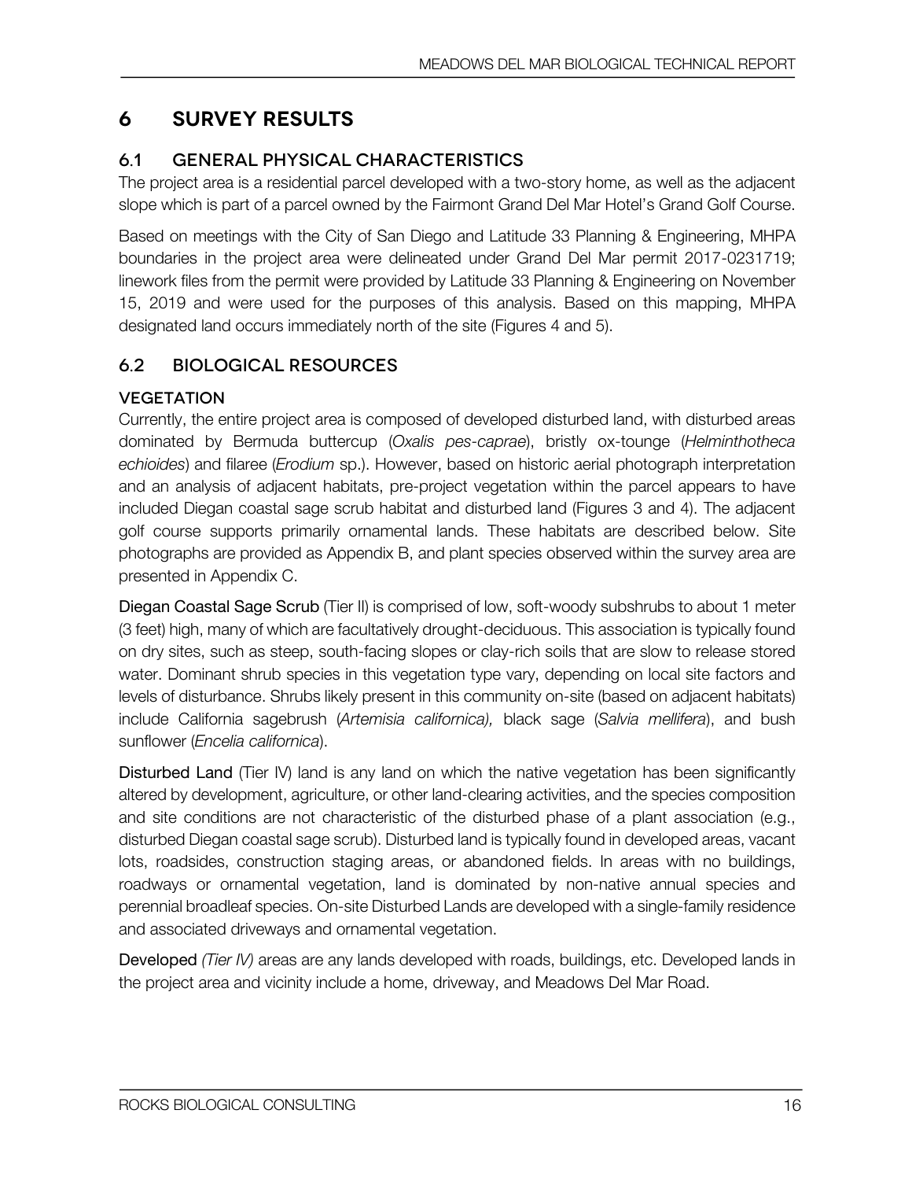# 6 SURVEY RESULTS

## 6.1 GENERAL PHYSICAL CHARACTERISTICS

The project area is a residential parcel developed with a two-story home, as well as the adjacent slope which is part of a parcel owned by the Fairmont Grand Del Mar Hotel's Grand Golf Course.

Based on meetings with the City of San Diego and Latitude 33 Planning & Engineering, MHPA boundaries in the project area were delineated under Grand Del Mar permit 2017-0231719; linework files from the permit were provided by Latitude 33 Planning & Engineering on November 15, 2019 and were used for the purposes of this analysis. Based on this mapping, MHPA designated land occurs immediately north of the site (Figures 4 and 5).

## 6.2 BIOLOGICAL RESOURCES

### VEGETATION

Currently, the entire project area is composed of developed disturbed land, with disturbed areas dominated by Bermuda buttercup (*Oxalis pes-caprae*), bristly ox-tounge (*Helminthotheca echioides*) and filaree (*Erodium* sp.). However, based on historic aerial photograph interpretation and an analysis of adjacent habitats, pre-project vegetation within the parcel appears to have included Diegan coastal sage scrub habitat and disturbed land (Figures 3 and 4). The adjacent golf course supports primarily ornamental lands. These habitats are described below. Site photographs are provided as Appendix B, and plant species observed within the survey area are presented in Appendix C.

**Diegan Coastal Sage Scrub** (Tier II) is comprised of low, soft-woody subshrubs to about 1 meter (3 feet) high, many of which are facultatively drought-deciduous. This association is typically found on dry sites, such as steep, south-facing slopes or clay-rich soils that are slow to release stored water. Dominant shrub species in this vegetation type vary, depending on local site factors and levels of disturbance. Shrubs likely present in this community on-site (based on adjacent habitats) include California sagebrush (*Artemisia californica),* black sage (*Salvia mellifera*), and bush sunflower (*Encelia californica*).

**Disturbed Land** (Tier IV) land is any land on which the native vegetation has been significantly altered by development, agriculture, or other land-clearing activities, and the species composition and site conditions are not characteristic of the disturbed phase of a plant association (e.g., disturbed Diegan coastal sage scrub). Disturbed land is typically found in developed areas, vacant lots, roadsides, construction staging areas, or abandoned fields. In areas with no buildings, roadways or ornamental vegetation, land is dominated by non-native annual species and perennial broadleaf species. On-site Disturbed Lands are developed with a single-family residence and associated driveways and ornamental vegetation.

**Developed** *(Tier IV)* areas are any lands developed with roads, buildings, etc. Developed lands in the project area and vicinity include a home, driveway, and Meadows Del Mar Road.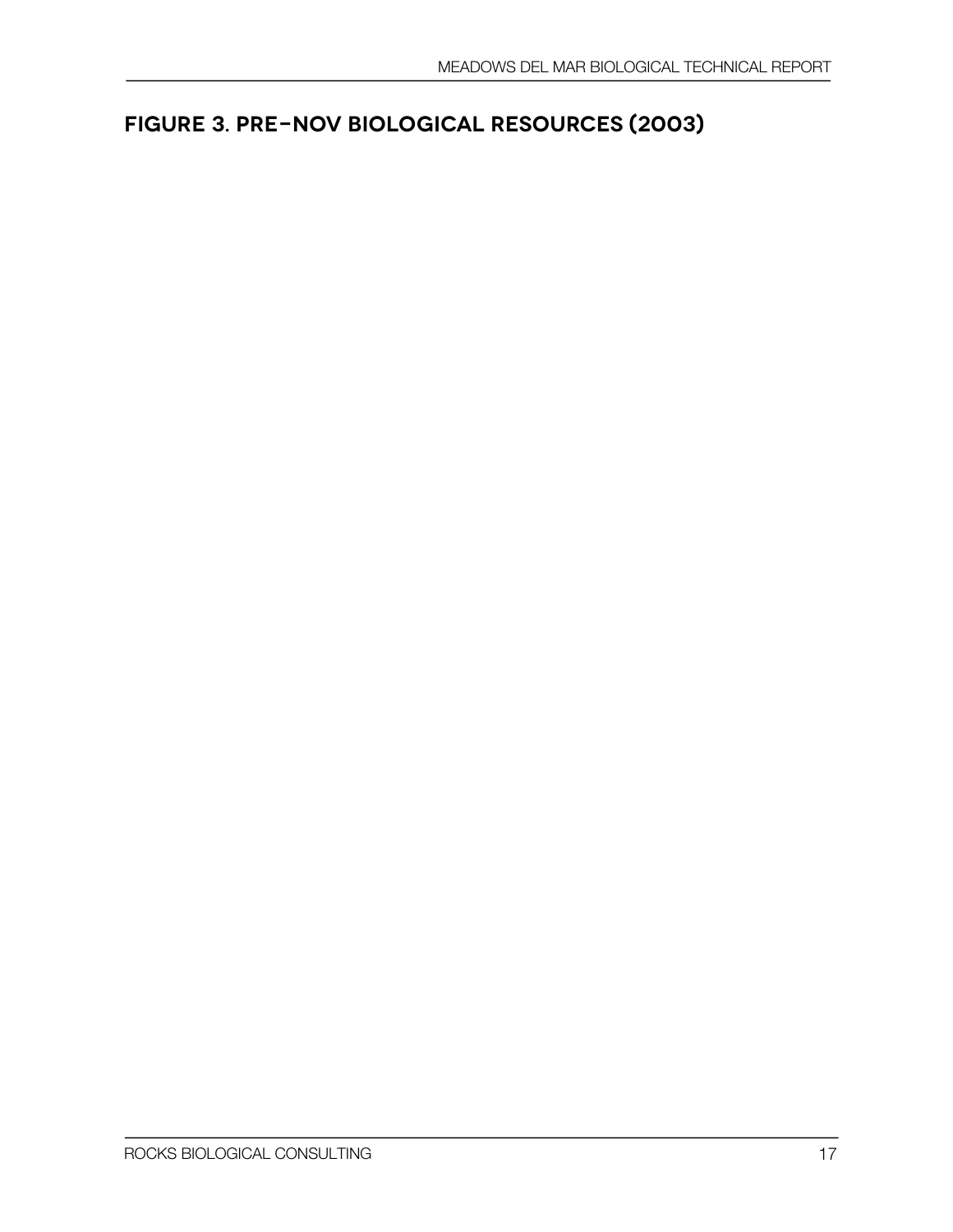# FIGURE 3. PRE-NOV BIOLOGICAL RESOURCES (2003)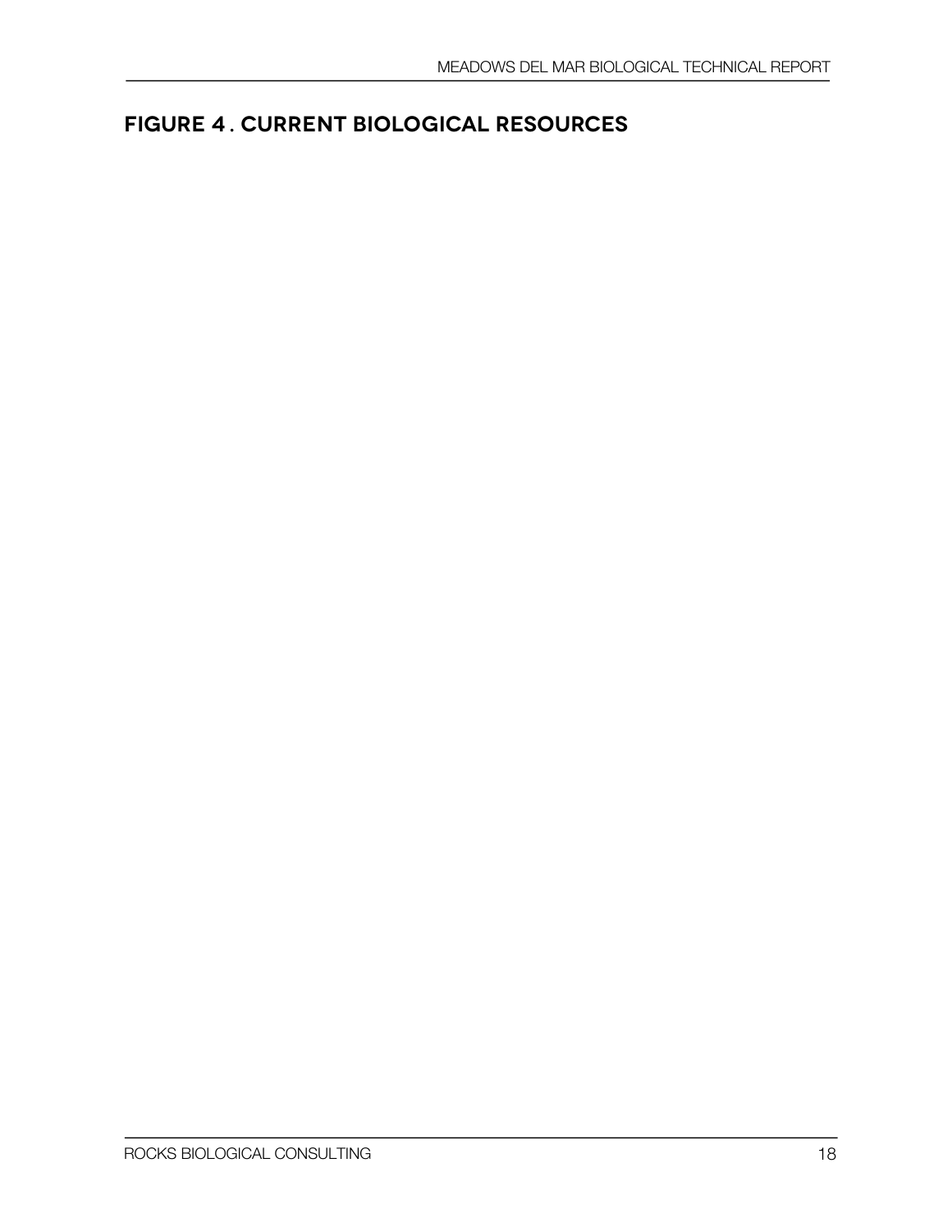## FIGURE 4 . CURRENT BIOLOGICAL RESOURCES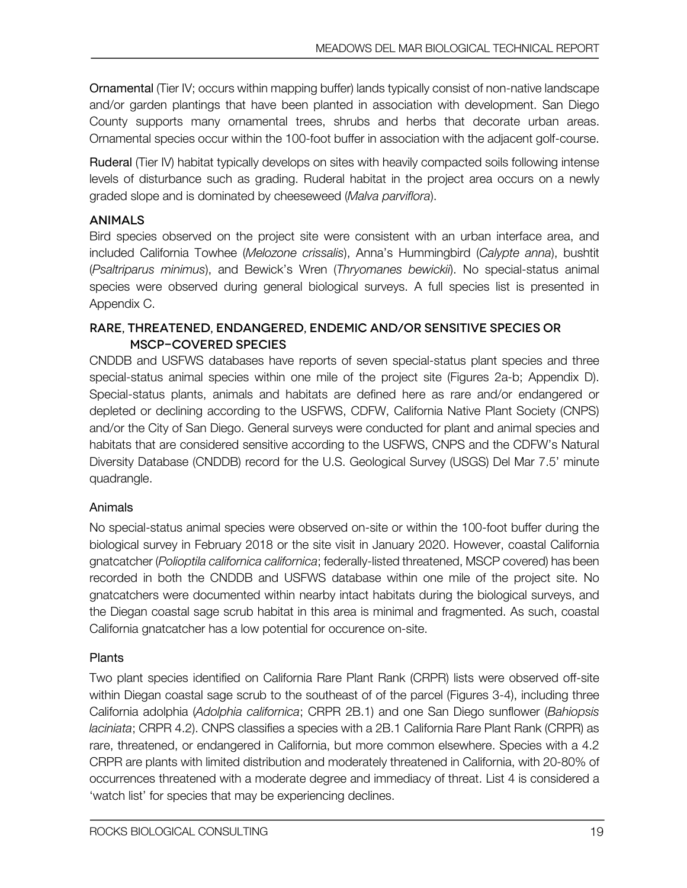**Ornamental** (Tier IV; occurs within mapping buffer) lands typically consist of non-native landscape and/or garden plantings that have been planted in association with development. San Diego County supports many ornamental trees, shrubs and herbs that decorate urban areas. Ornamental species occur within the 100-foot buffer in association with the adjacent golf-course.

**Ruderal** (Tier IV) habitat typically develops on sites with heavily compacted soils following intense levels of disturbance such as grading. Ruderal habitat in the project area occurs on a newly graded slope and is dominated by cheeseweed (*Malva parviflora*).

## ANIMALS

Bird species observed on the project site were consistent with an urban interface area, and included California Towhee (*Melozone crissalis*), Anna's Hummingbird (*Calypte anna*), bushtit (*Psaltriparus minimus*), and Bewick's Wren (*Thryomanes bewickii*). No special-status animal species were observed during general biological surveys. A full species list is presented in Appendix C.

## RARE, THREATENED, ENDANGERED, ENDEMIC AND/OR SENSITIVE SPECIES OR MSCP–COVERED SPECIES

CNDDB and USFWS databases have reports of seven special-status plant species and three special-status animal species within one mile of the project site (Figures 2a-b; Appendix D). Special-status plants, animals and habitats are defined here as rare and/or endangered or depleted or declining according to the USFWS, CDFW, California Native Plant Society (CNPS) and/or the City of San Diego. General surveys were conducted for plant and animal species and habitats that are considered sensitive according to the USFWS, CNPS and the CDFW's Natural Diversity Database (CNDDB) record for the U.S. Geological Survey (USGS) Del Mar 7.5' minute quadrangle.

### Animals

No special-status animal species were observed on-site or within the 100-foot buffer during the biological survey in February 2018 or the site visit in January 2020. However, coastal California gnatcatcher (*Polioptila californica californica*; federally-listed threatened, MSCP covered) has been recorded in both the CNDDB and USFWS database within one mile of the project site. No gnatcatchers were documented within nearby intact habitats during the biological surveys, and the Diegan coastal sage scrub habitat in this area is minimal and fragmented. As such, coastal California gnatcatcher has a low potential for occurence on-site.

### Plants

Two plant species identified on California Rare Plant Rank (CRPR) lists were observed off-site within Diegan coastal sage scrub to the southeast of of the parcel (Figures 3-4), including three California adolphia (*Adolphia californica*; CRPR 2B.1) and one San Diego sunflower (*Bahiopsis laciniata*; CRPR 4.2). CNPS classifies a species with a 2B.1 California Rare Plant Rank (CRPR) as rare, threatened, or endangered in California, but more common elsewhere. Species with a 4.2 CRPR are plants with limited distribution and moderately threatened in California, with 20-80% of occurrences threatened with a moderate degree and immediacy of threat. List 4 is considered a 'watch list' for species that may be experiencing declines.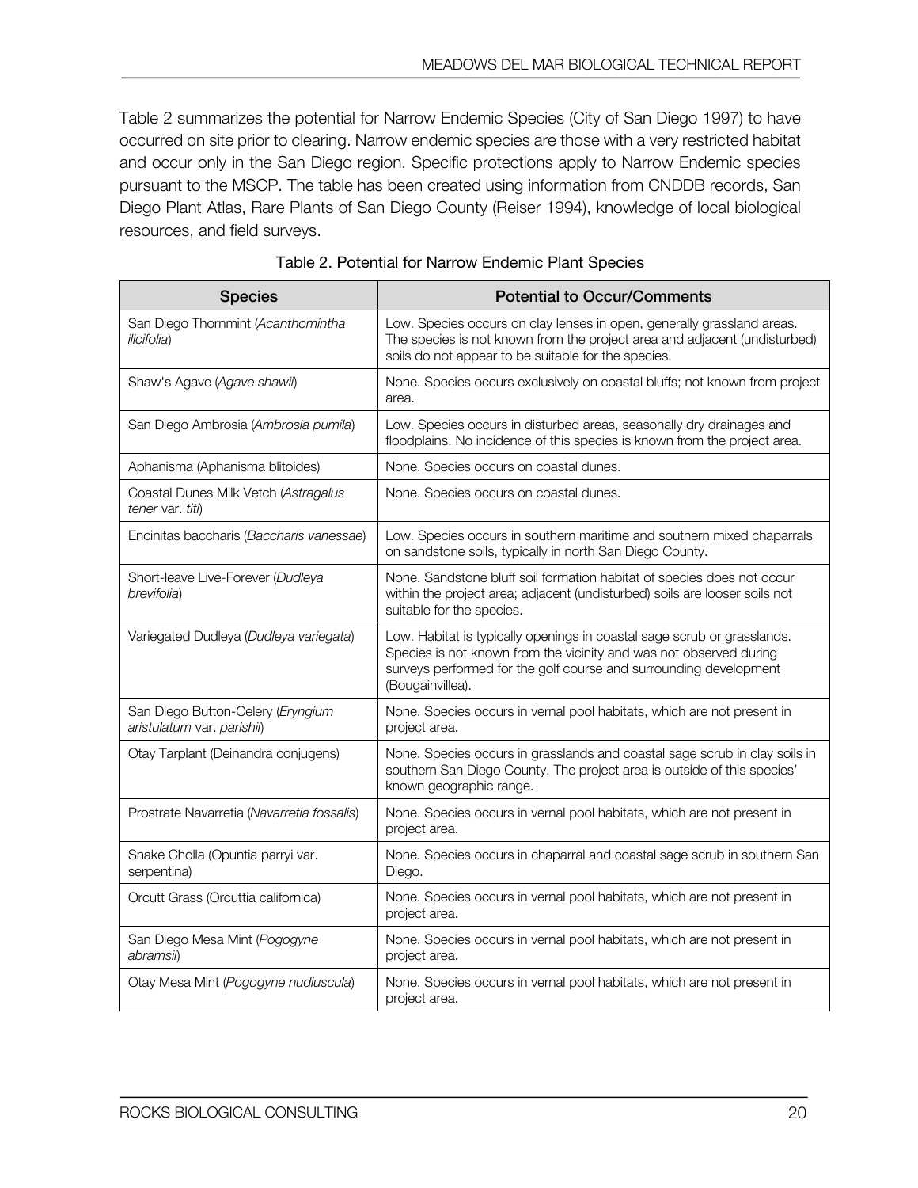Table 2 summarizes the potential for Narrow Endemic Species (City of San Diego 1997) to have occurred on site prior to clearing. Narrow endemic species are those with a very restricted habitat and occur only in the San Diego region. Specific protections apply to Narrow Endemic species pursuant to the MSCP. The table has been created using information from CNDDB records, San Diego Plant Atlas, Rare Plants of San Diego County (Reiser 1994), knowledge of local biological resources, and field surveys.

Table 2. Potential for Narrow Endemic Plant Species

| Species | Potential to Occur/Comments |
|---|---|
| San Diego Thornmint (*Acanthomintha ilicifolia*) | Low. Species occurs on clay lenses in open, generally grassland areas. The species is not known from the project area and adjacent (undisturbed) soils do not appear to be suitable for the species. |
| Shaw's Agave (*Agave shawii*) | None. Species occurs exclusively on coastal bluffs; not known from project area. |
| San Diego Ambrosia (*Ambrosia pumila*) | Low. Species occurs in disturbed areas, seasonally dry drainages and floodplains. No incidence of this species is known from the project area. |
| Aphanisma (Aphanisma blitoides) | None. Species occurs on coastal dunes. |
| Coastal Dunes Milk Vetch (*Astragalus tener* var. *titi*) | None. Species occurs on coastal dunes. |
| Encinitas baccharis (*Baccharis vanessae*) | Low. Species occurs in southern maritime and southern mixed chaparrals on sandstone soils, typically in north San Diego County. |
| Short-leave Live-Forever (*Dudleya brevifolia*) | None. Sandstone bluff soil formation habitat of species does not occur within the project area; adjacent (undisturbed) soils are looser soils not suitable for the species. |
| Variegated Dudleya (*Dudleya variegata*) | Low. Habitat is typically openings in coastal sage scrub or grasslands. Species is not known from the vicinity and was not observed during surveys performed for the golf course and surrounding development (Bougainvillea). |
| San Diego Button-Celery (*Eryngium aristulatum* var. *parishii*) | None. Species occurs in vernal pool habitats, which are not present in project area. |
| Otay Tarplant (Deinandra conjugens) | None. Species occurs in grasslands and coastal sage scrub in clay soils in southern San Diego County. The project area is outside of this species' known geographic range. |
| Prostrate Navarretia (*Navarretia fossalis*) | None. Species occurs in vernal pool habitats, which are not present in project area. |
| Snake Cholla (Opuntia parryi var. serpentina) | None. Species occurs in chaparral and coastal sage scrub in southern San Diego. |
| Orcutt Grass (Orcuttia californica) | None. Species occurs in vernal pool habitats, which are not present in project area. |
| San Diego Mesa Mint (*Pogogyne abramsii*) | None. Species occurs in vernal pool habitats, which are not present in project area. |
| Otay Mesa Mint (*Pogogyne nudiuscula*) | None. Species occurs in vernal pool habitats, which are not present in project area. |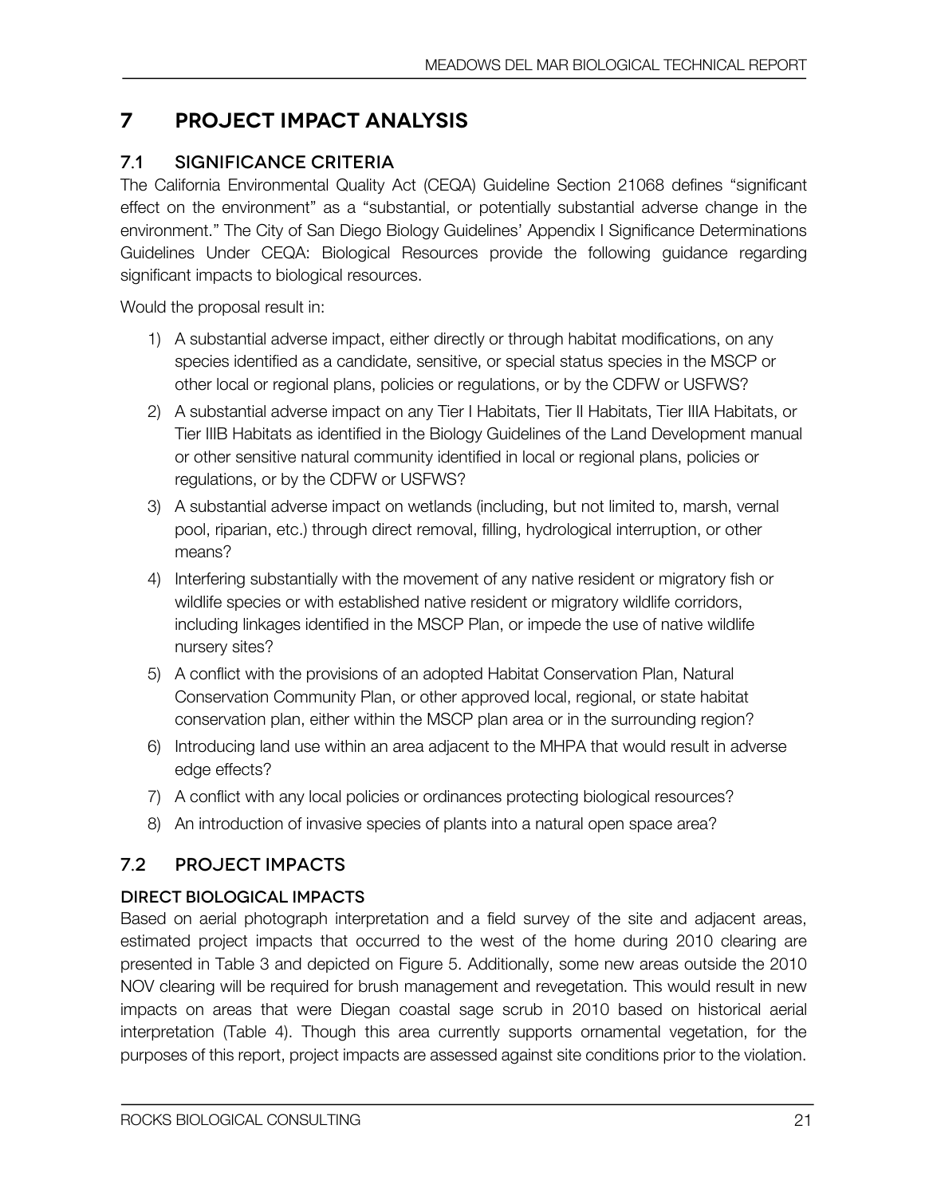# 7 PROJECT IMPACT ANALYSIS

## 7.1 SIGNIFICANCE CRITERIA

The California Environmental Quality Act (CEQA) Guideline Section 21068 defines "significant effect on the environment" as a "substantial, or potentially substantial adverse change in the environment." The City of San Diego Biology Guidelines' Appendix I Significance Determinations Guidelines Under CEQA: Biological Resources provide the following guidance regarding significant impacts to biological resources.

Would the proposal result in:

1) A substantial adverse impact, either directly or through habitat modifications, on any species identified as a candidate, sensitive, or special status species in the MSCP or other local or regional plans, policies or regulations, or by the CDFW or USFWS?
2) A substantial adverse impact on any Tier I Habitats, Tier II Habitats, Tier IIIA Habitats, or Tier IIIB Habitats as identified in the Biology Guidelines of the Land Development manual or other sensitive natural community identified in local or regional plans, policies or regulations, or by the CDFW or USFWS?
3) A substantial adverse impact on wetlands (including, but not limited to, marsh, vernal pool, riparian, etc.) through direct removal, filling, hydrological interruption, or other means?
4) Interfering substantially with the movement of any native resident or migratory fish or wildlife species or with established native resident or migratory wildlife corridors, including linkages identified in the MSCP Plan, or impede the use of native wildlife nursery sites?
5) A conflict with the provisions of an adopted Habitat Conservation Plan, Natural Conservation Community Plan, or other approved local, regional, or state habitat conservation plan, either within the MSCP plan area or in the surrounding region?
6) Introducing land use within an area adjacent to the MHPA that would result in adverse edge effects?
7) A conflict with any local policies or ordinances protecting biological resources?
8) An introduction of invasive species of plants into a natural open space area?

## 7.2 PROJECT IMPACTS

### DIRECT BIOLOGICAL IMPACTS

Based on aerial photograph interpretation and a field survey of the site and adjacent areas, estimated project impacts that occurred to the west of the home during 2010 clearing are presented in Table 3 and depicted on Figure 5. Additionally, some new areas outside the 2010 NOV clearing will be required for brush management and revegetation. This would result in new impacts on areas that were Diegan coastal sage scrub in 2010 based on historical aerial interpretation (Table 4). Though this area currently supports ornamental vegetation, for the purposes of this report, project impacts are assessed against site conditions prior to the violation.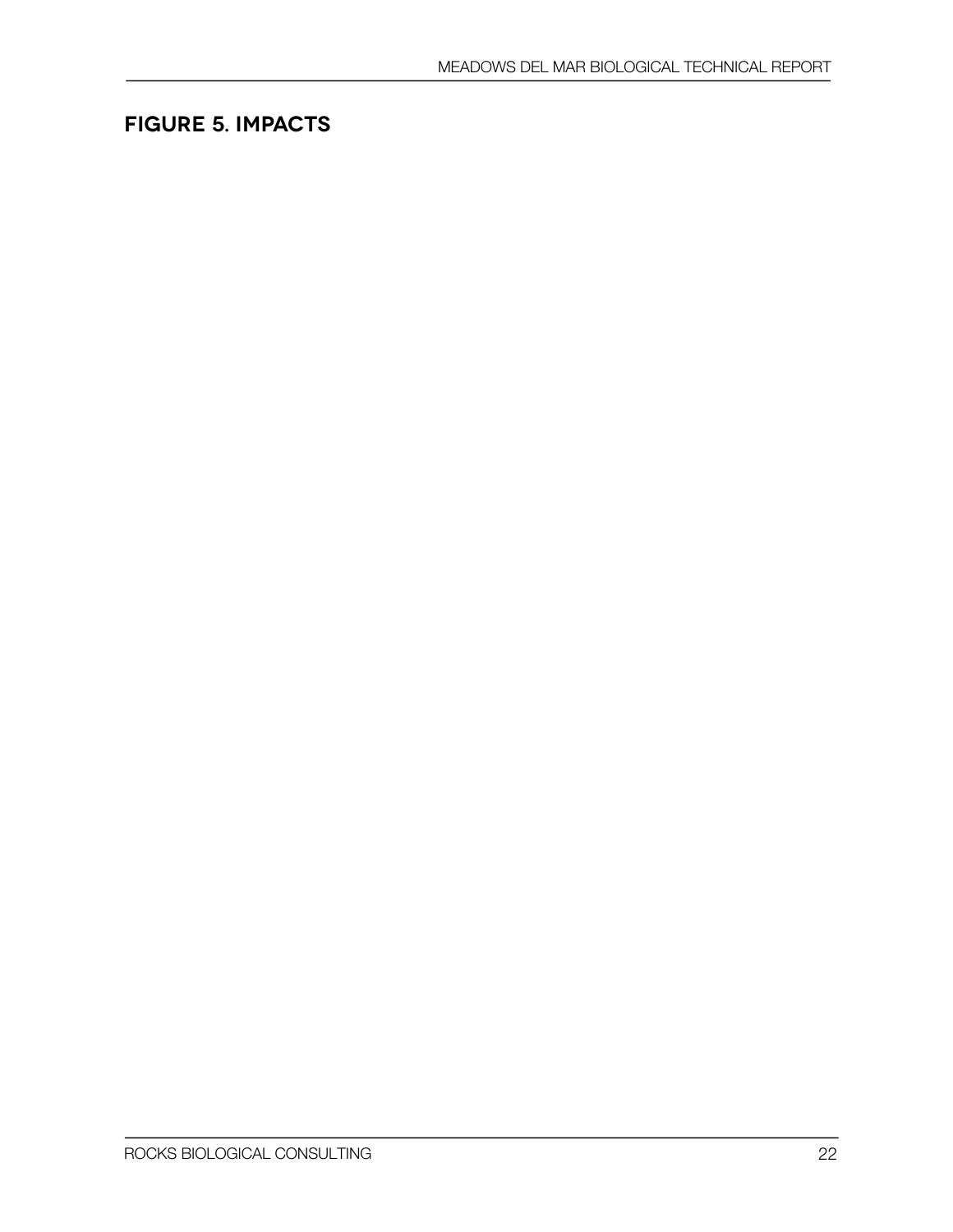## FIGURE 5. IMPACTS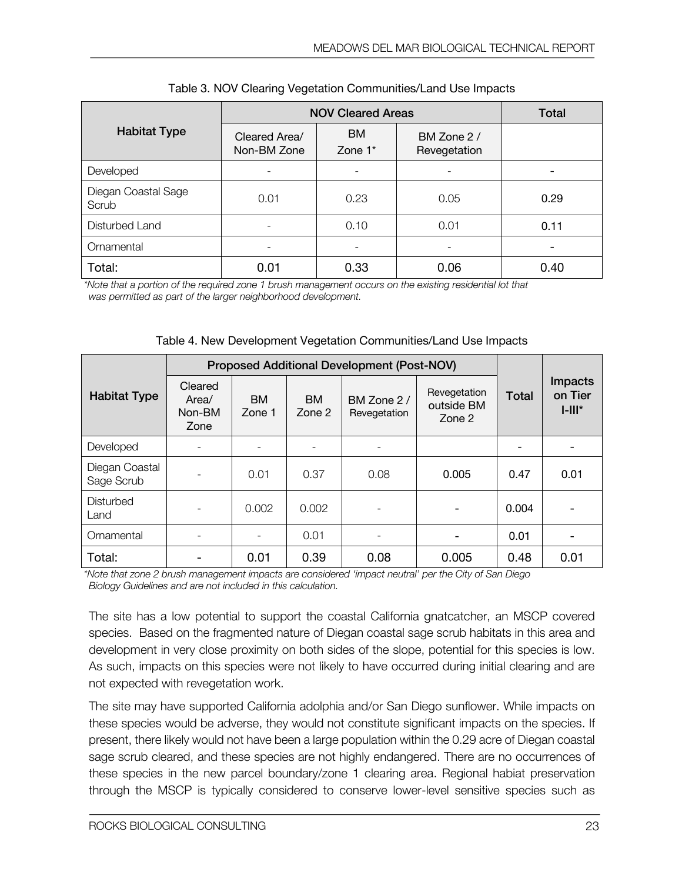Table 3. NOV Clearing Vegetation Communities/Land Use Impacts

| Habitat Type | NOV Cleared Areas | | | Total |
|---|---|---|---|---|
| | Cleared Area/ Non-BM Zone | BM Zone 1* | BM Zone 2 / Revegetation | |
| Developed | - | - | - | - |
| Diegan Coastal Sage Scrub | 0.01 | 0.23 | 0.05 | 0.29 |
| Disturbed Land | - | 0.10 | 0.01 | 0.11 |
| Ornamental | - | - | - | - |
| Total: | 0.01 | 0.33 | 0.06 | 0.40 |

*\*Note that a portion of the required zone 1 brush management occurs on the existing residential lot that was permitted as part of the larger neighborhood development.*

Table 4. New Development Vegetation Communities/Land Use Impacts

| Habitat Type | Proposed Additional Development (Post-NOV) | | | | | Total | Impacts on Tier I-III* |
|---|---|---|---|---|---|---|---|
| | Cleared Area/ Non-BM Zone | BM Zone 1 | BM Zone 2 | BM Zone 2 / Revegetation | Revegetation outside BM Zone 2 | | |
| Developed | - | - | - | - | | - | - |
| Diegan Coastal Sage Scrub | - | 0.01 | 0.37 | 0.08 | 0.005 | 0.47 | 0.01 |
| Disturbed Land | - | 0.002 | 0.002 | - | - | 0.004 | - |
| Ornamental | - | - | 0.01 | - | - | 0.01 | - |
| Total: | - | 0.01 | 0.39 | 0.08 | 0.005 | 0.48 | 0.01 |

*\*Note that zone 2 brush management impacts are considered 'impact neutral' per the City of San Diego Biology Guidelines and are not included in this calculation.*

The site has a low potential to support the coastal California gnatcatcher, an MSCP covered species. Based on the fragmented nature of Diegan coastal sage scrub habitats in this area and development in very close proximity on both sides of the slope, potential for this species is low. As such, impacts on this species were not likely to have occurred during initial clearing and are not expected with revegetation work.

The site may have supported California adolphia and/or San Diego sunflower. While impacts on these species would be adverse, they would not constitute significant impacts on the species. If present, there likely would not have been a large population within the 0.29 acre of Diegan coastal sage scrub cleared, and these species are not highly endangered. There are no occurrences of these species in the new parcel boundary/zone 1 clearing area. Regional habiat preservation through the MSCP is typically considered to conserve lower-level sensitive species such as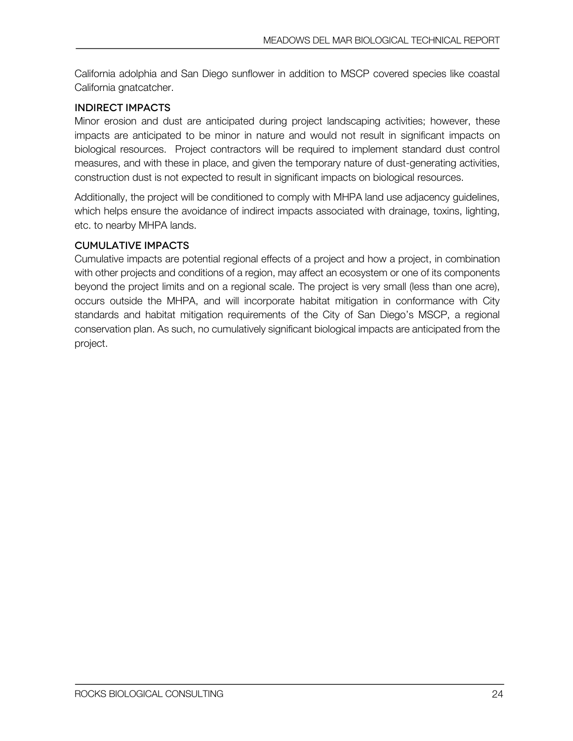California adolphia and San Diego sunflower in addition to MSCP covered species like coastal California gnatcatcher.

### INDIRECT IMPACTS

Minor erosion and dust are anticipated during project landscaping activities; however, these impacts are anticipated to be minor in nature and would not result in significant impacts on biological resources. Project contractors will be required to implement standard dust control measures, and with these in place, and given the temporary nature of dust-generating activities, construction dust is not expected to result in significant impacts on biological resources.

Additionally, the project will be conditioned to comply with MHPA land use adjacency guidelines, which helps ensure the avoidance of indirect impacts associated with drainage, toxins, lighting, etc. to nearby MHPA lands.

### CUMULATIVE IMPACTS

Cumulative impacts are potential regional effects of a project and how a project, in combination with other projects and conditions of a region, may affect an ecosystem or one of its components beyond the project limits and on a regional scale. The project is very small (less than one acre), occurs outside the MHPA, and will incorporate habitat mitigation in conformance with City standards and habitat mitigation requirements of the City of San Diego's MSCP, a regional conservation plan. As such, no cumulatively significant biological impacts are anticipated from the project.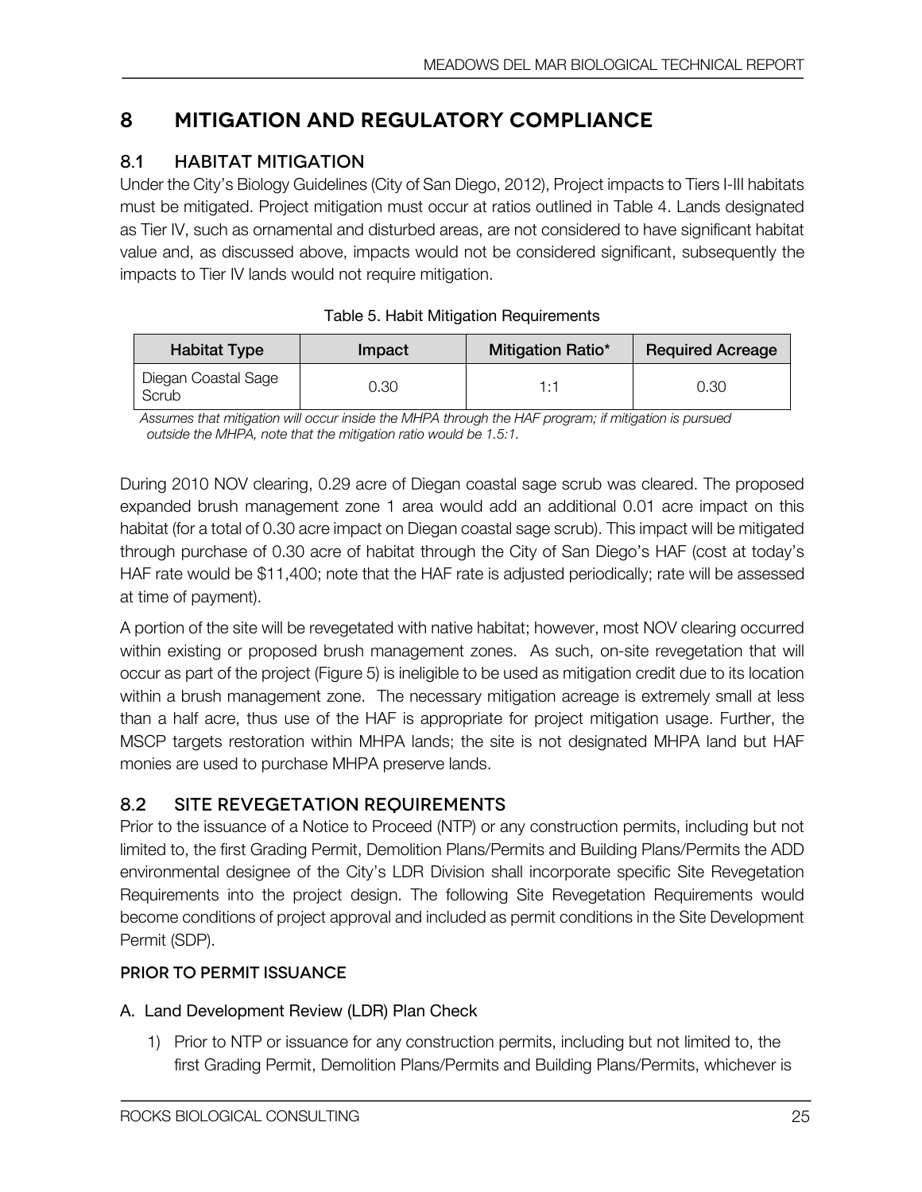# 8 MITIGATION AND REGULATORY COMPLIANCE

## 8.1 HABITAT MITIGATION

Under the City's Biology Guidelines (City of San Diego, 2012), Project impacts to Tiers I-III habitats must be mitigated. Project mitigation must occur at ratios outlined in Table 4. Lands designated as Tier IV, such as ornamental and disturbed areas, are not considered to have significant habitat value and, as discussed above, impacts would not be considered significant, subsequently the impacts to Tier IV lands would not require mitigation.

Table 5. Habit Mitigation Requirements

| Habitat Type | Impact | Mitigation Ratio* | Required Acreage |
|---|---|---|---|
| Diegan Coastal Sage Scrub | 0.30 | 1:1 | 0.30 |

*Assumes that mitigation will occur inside the MHPA through the HAF program; if mitigation is pursued outside the MHPA, note that the mitigation ratio would be 1.5:1.*

During 2010 NOV clearing, 0.29 acre of Diegan coastal sage scrub was cleared. The proposed expanded brush management zone 1 area would add an additional 0.01 acre impact on this habitat (for a total of 0.30 acre impact on Diegan coastal sage scrub). This impact will be mitigated through purchase of 0.30 acre of habitat through the City of San Diego's HAF (cost at today's HAF rate would be $11,400; note that the HAF rate is adjusted periodically; rate will be assessed at time of payment).

A portion of the site will be revegetated with native habitat; however, most NOV clearing occurred within existing or proposed brush management zones. As such, on-site revegetation that will occur as part of the project (Figure 5) is ineligible to be used as mitigation credit due to its location within a brush management zone. The necessary mitigation acreage is extremely small at less than a half acre, thus use of the HAF is appropriate for project mitigation usage. Further, the MSCP targets restoration within MHPA lands; the site is not designated MHPA land but HAF monies are used to purchase MHPA preserve lands.

## 8.2 SITE REVEGETATION REQUIREMENTS

Prior to the issuance of a Notice to Proceed (NTP) or any construction permits, including but not limited to, the first Grading Permit, Demolition Plans/Permits and Building Plans/Permits the ADD environmental designee of the City's LDR Division shall incorporate specific Site Revegetation Requirements into the project design. The following Site Revegetation Requirements would become conditions of project approval and included as permit conditions in the Site Development Permit (SDP).

### PRIOR TO PERMIT ISSUANCE

A. Land Development Review (LDR) Plan Check

1) Prior to NTP or issuance for any construction permits, including but not limited to, the first Grading Permit, Demolition Plans/Permits and Building Plans/Permits, whichever is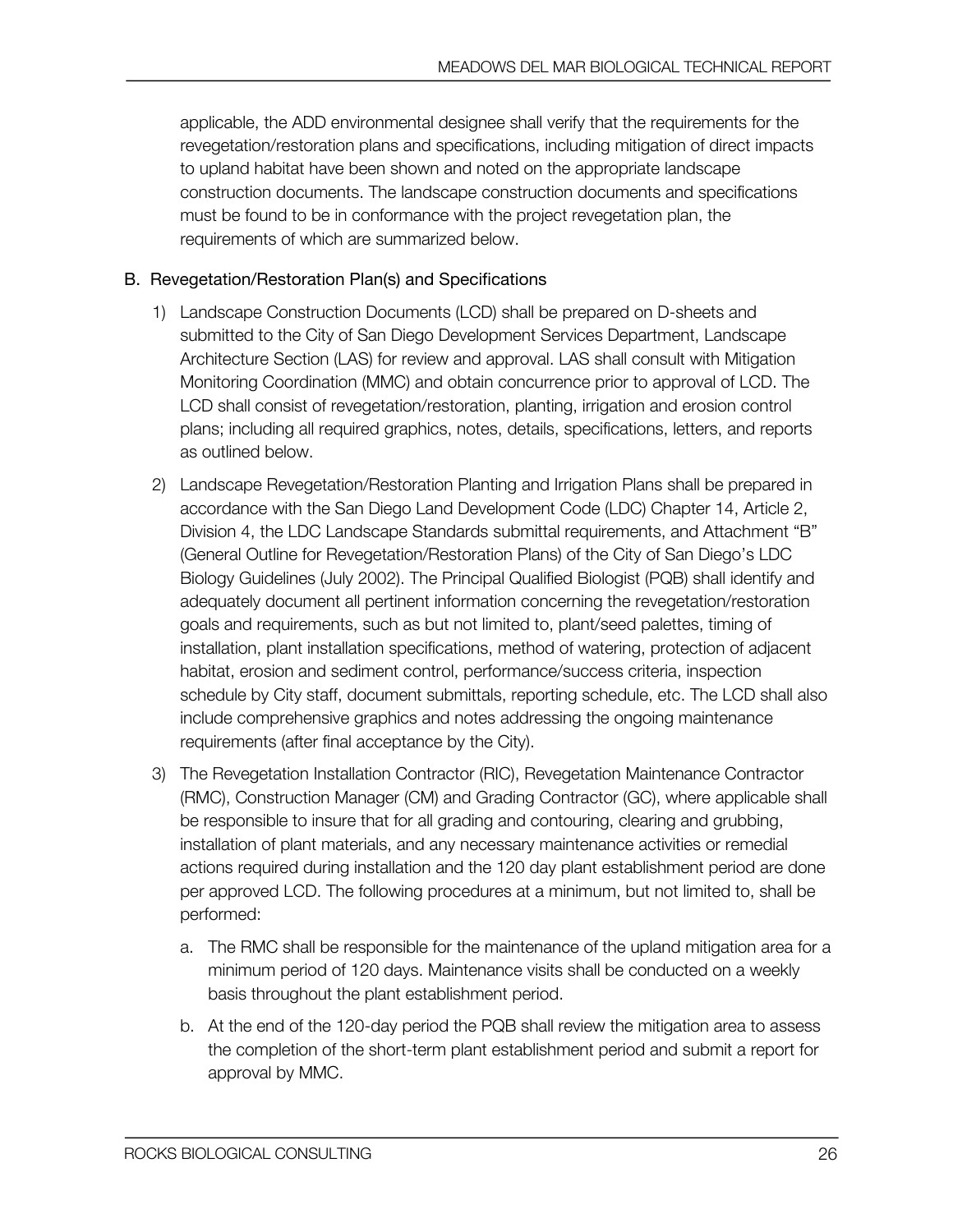applicable, the ADD environmental designee shall verify that the requirements for the revegetation/restoration plans and specifications, including mitigation of direct impacts to upland habitat have been shown and noted on the appropriate landscape construction documents. The landscape construction documents and specifications must be found to be in conformance with the project revegetation plan, the requirements of which are summarized below.

B. Revegetation/Restoration Plan(s) and Specifications

1) Landscape Construction Documents (LCD) shall be prepared on D-sheets and submitted to the City of San Diego Development Services Department, Landscape Architecture Section (LAS) for review and approval. LAS shall consult with Mitigation Monitoring Coordination (MMC) and obtain concurrence prior to approval of LCD. The LCD shall consist of revegetation/restoration, planting, irrigation and erosion control plans; including all required graphics, notes, details, specifications, letters, and reports as outlined below.

2) Landscape Revegetation/Restoration Planting and Irrigation Plans shall be prepared in accordance with the San Diego Land Development Code (LDC) Chapter 14, Article 2, Division 4, the LDC Landscape Standards submittal requirements, and Attachment "B" (General Outline for Revegetation/Restoration Plans) of the City of San Diego's LDC Biology Guidelines (July 2002). The Principal Qualified Biologist (PQB) shall identify and adequately document all pertinent information concerning the revegetation/restoration goals and requirements, such as but not limited to, plant/seed palettes, timing of installation, plant installation specifications, method of watering, protection of adjacent habitat, erosion and sediment control, performance/success criteria, inspection schedule by City staff, document submittals, reporting schedule, etc. The LCD shall also include comprehensive graphics and notes addressing the ongoing maintenance requirements (after final acceptance by the City).

3) The Revegetation Installation Contractor (RIC), Revegetation Maintenance Contractor (RMC), Construction Manager (CM) and Grading Contractor (GC), where applicable shall be responsible to insure that for all grading and contouring, clearing and grubbing, installation of plant materials, and any necessary maintenance activities or remedial actions required during installation and the 120 day plant establishment period are done per approved LCD. The following procedures at a minimum, but not limited to, shall be performed:

   a. The RMC shall be responsible for the maintenance of the upland mitigation area for a minimum period of 120 days. Maintenance visits shall be conducted on a weekly basis throughout the plant establishment period.

   b. At the end of the 120-day period the PQB shall review the mitigation area to assess the completion of the short-term plant establishment period and submit a report for approval by MMC.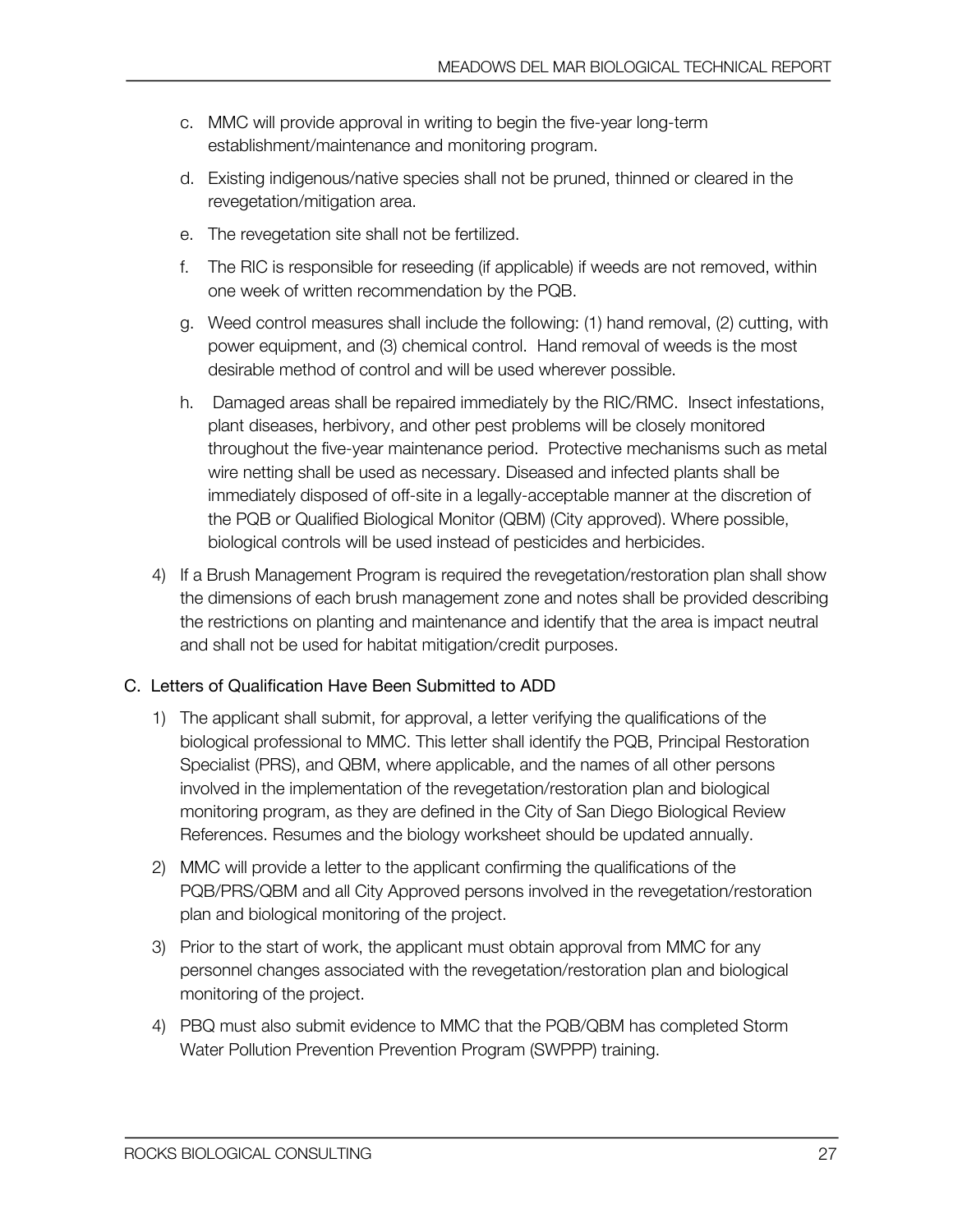c. MMC will provide approval in writing to begin the five-year long-term establishment/maintenance and monitoring program.

d. Existing indigenous/native species shall not be pruned, thinned or cleared in the revegetation/mitigation area.

e. The revegetation site shall not be fertilized.

f. The RIC is responsible for reseeding (if applicable) if weeds are not removed, within one week of written recommendation by the PQB.

g. Weed control measures shall include the following: (1) hand removal, (2) cutting, with power equipment, and (3) chemical control. Hand removal of weeds is the most desirable method of control and will be used wherever possible.

h. Damaged areas shall be repaired immediately by the RIC/RMC. Insect infestations, plant diseases, herbivory, and other pest problems will be closely monitored throughout the five-year maintenance period. Protective mechanisms such as metal wire netting shall be used as necessary. Diseased and infected plants shall be immediately disposed of off-site in a legally-acceptable manner at the discretion of the PQB or Qualified Biological Monitor (QBM) (City approved). Where possible, biological controls will be used instead of pesticides and herbicides.

4) If a Brush Management Program is required the revegetation/restoration plan shall show the dimensions of each brush management zone and notes shall be provided describing the restrictions on planting and maintenance and identify that the area is impact neutral and shall not be used for habitat mitigation/credit purposes.

C. Letters of Qualification Have Been Submitted to ADD

1) The applicant shall submit, for approval, a letter verifying the qualifications of the biological professional to MMC. This letter shall identify the PQB, Principal Restoration Specialist (PRS), and QBM, where applicable, and the names of all other persons involved in the implementation of the revegetation/restoration plan and biological monitoring program, as they are defined in the City of San Diego Biological Review References. Resumes and the biology worksheet should be updated annually.

2) MMC will provide a letter to the applicant confirming the qualifications of the PQB/PRS/QBM and all City Approved persons involved in the revegetation/restoration plan and biological monitoring of the project.

3) Prior to the start of work, the applicant must obtain approval from MMC for any personnel changes associated with the revegetation/restoration plan and biological monitoring of the project.

4) PBQ must also submit evidence to MMC that the PQB/QBM has completed Storm Water Pollution Prevention Prevention Program (SWPPP) training.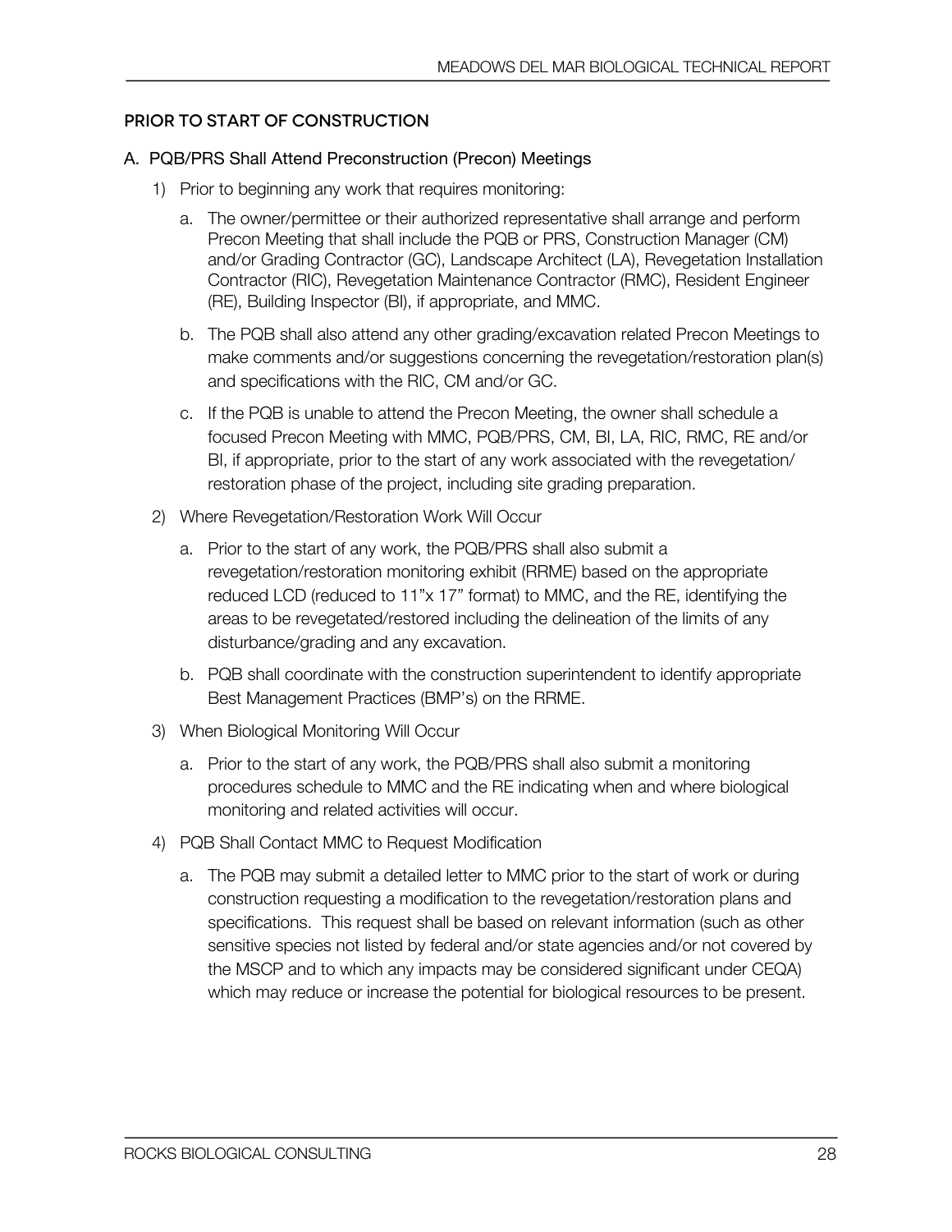### PRIOR TO START OF CONSTRUCTION

A. PQB/PRS Shall Attend Preconstruction (Precon) Meetings

1) Prior to beginning any work that requires monitoring:

   a. The owner/permittee or their authorized representative shall arrange and perform Precon Meeting that shall include the PQB or PRS, Construction Manager (CM) and/or Grading Contractor (GC), Landscape Architect (LA), Revegetation Installation Contractor (RIC), Revegetation Maintenance Contractor (RMC), Resident Engineer (RE), Building Inspector (BI), if appropriate, and MMC.

   b. The PQB shall also attend any other grading/excavation related Precon Meetings to make comments and/or suggestions concerning the revegetation/restoration plan(s) and specifications with the RIC, CM and/or GC.

   c. If the PQB is unable to attend the Precon Meeting, the owner shall schedule a focused Precon Meeting with MMC, PQB/PRS, CM, BI, LA, RIC, RMC, RE and/or BI, if appropriate, prior to the start of any work associated with the revegetation/restoration phase of the project, including site grading preparation.

2) Where Revegetation/Restoration Work Will Occur

   a. Prior to the start of any work, the PQB/PRS shall also submit a revegetation/restoration monitoring exhibit (RRME) based on the appropriate reduced LCD (reduced to 11"x 17" format) to MMC, and the RE, identifying the areas to be revegetated/restored including the delineation of the limits of any disturbance/grading and any excavation.

   b. PQB shall coordinate with the construction superintendent to identify appropriate Best Management Practices (BMP's) on the RRME.

3) When Biological Monitoring Will Occur

   a. Prior to the start of any work, the PQB/PRS shall also submit a monitoring procedures schedule to MMC and the RE indicating when and where biological monitoring and related activities will occur.

4) PQB Shall Contact MMC to Request Modification

   a. The PQB may submit a detailed letter to MMC prior to the start of work or during construction requesting a modification to the revegetation/restoration plans and specifications. This request shall be based on relevant information (such as other sensitive species not listed by federal and/or state agencies and/or not covered by the MSCP and to which any impacts may be considered significant under CEQA) which may reduce or increase the potential for biological resources to be present.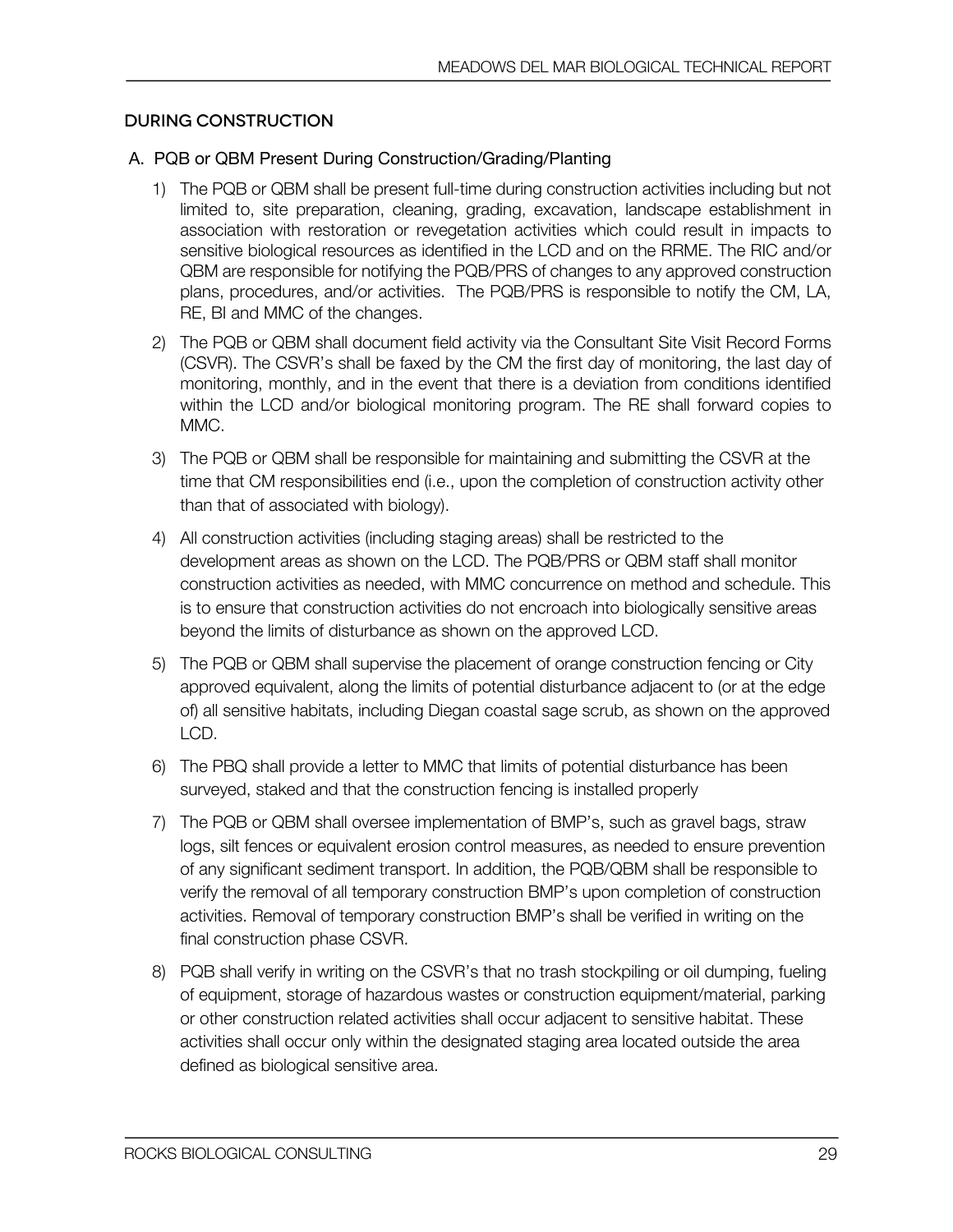## DURING CONSTRUCTION

### A. PQB or QBM Present During Construction/Grading/Planting

1) The PQB or QBM shall be present full-time during construction activities including but not limited to, site preparation, cleaning, grading, excavation, landscape establishment in association with restoration or revegetation activities which could result in impacts to sensitive biological resources as identified in the LCD and on the RRME. The RIC and/or QBM are responsible for notifying the PQB/PRS of changes to any approved construction plans, procedures, and/or activities. The PQB/PRS is responsible to notify the CM, LA, RE, BI and MMC of the changes.

2) The PQB or QBM shall document field activity via the Consultant Site Visit Record Forms (CSVR). The CSVR's shall be faxed by the CM the first day of monitoring, the last day of monitoring, monthly, and in the event that there is a deviation from conditions identified within the LCD and/or biological monitoring program. The RE shall forward copies to MMC.

3) The PQB or QBM shall be responsible for maintaining and submitting the CSVR at the time that CM responsibilities end (i.e., upon the completion of construction activity other than that of associated with biology).

4) All construction activities (including staging areas) shall be restricted to the development areas as shown on the LCD. The PQB/PRS or QBM staff shall monitor construction activities as needed, with MMC concurrence on method and schedule. This is to ensure that construction activities do not encroach into biologically sensitive areas beyond the limits of disturbance as shown on the approved LCD.

5) The PQB or QBM shall supervise the placement of orange construction fencing or City approved equivalent, along the limits of potential disturbance adjacent to (or at the edge of) all sensitive habitats, including Diegan coastal sage scrub, as shown on the approved LCD.

6) The PBQ shall provide a letter to MMC that limits of potential disturbance has been surveyed, staked and that the construction fencing is installed properly

7) The PQB or QBM shall oversee implementation of BMP's, such as gravel bags, straw logs, silt fences or equivalent erosion control measures, as needed to ensure prevention of any significant sediment transport. In addition, the PQB/QBM shall be responsible to verify the removal of all temporary construction BMP's upon completion of construction activities. Removal of temporary construction BMP's shall be verified in writing on the final construction phase CSVR.

8) PQB shall verify in writing on the CSVR's that no trash stockpiling or oil dumping, fueling of equipment, storage of hazardous wastes or construction equipment/material, parking or other construction related activities shall occur adjacent to sensitive habitat. These activities shall occur only within the designated staging area located outside the area defined as biological sensitive area.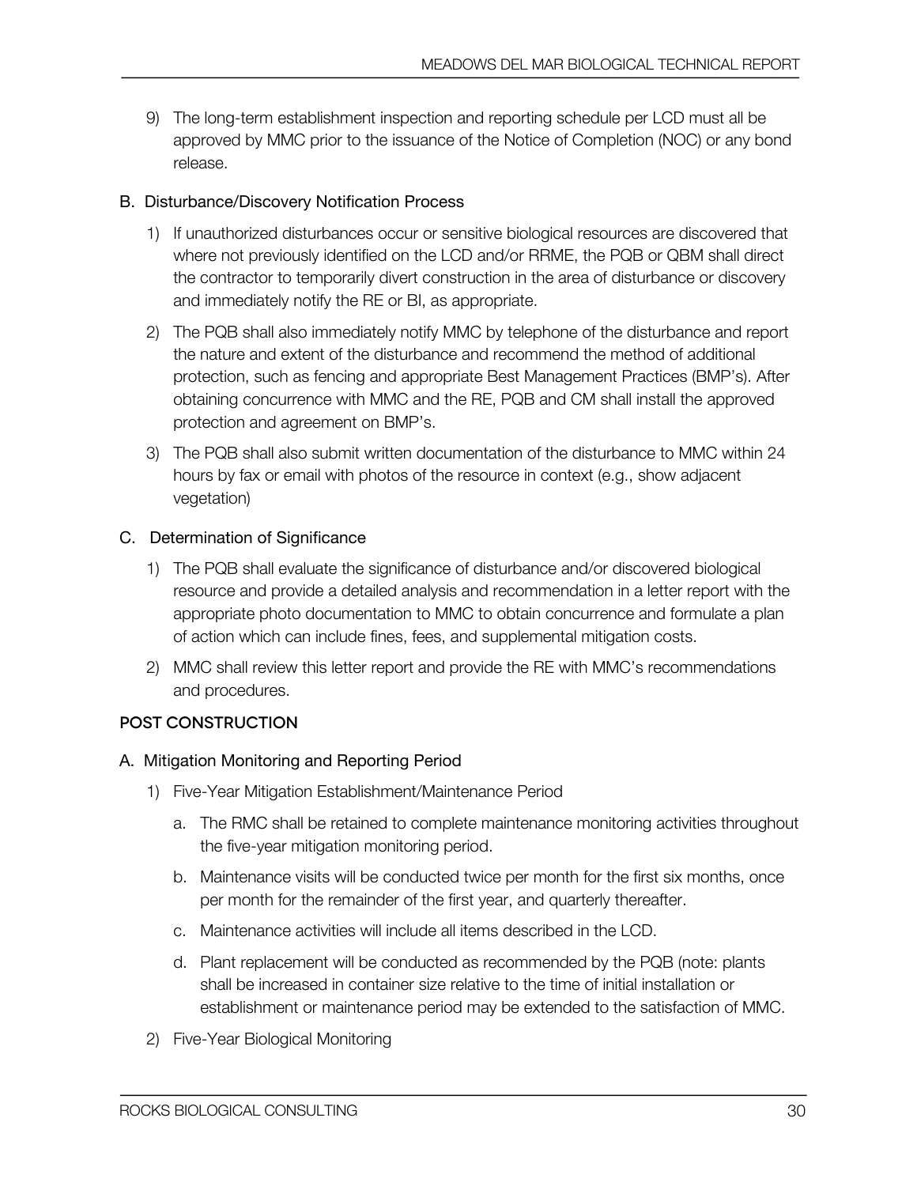9) The long-term establishment inspection and reporting schedule per LCD must all be approved by MMC prior to the issuance of the Notice of Completion (NOC) or any bond release.

B. Disturbance/Discovery Notification Process

1) If unauthorized disturbances occur or sensitive biological resources are discovered that where not previously identified on the LCD and/or RRME, the PQB or QBM shall direct the contractor to temporarily divert construction in the area of disturbance or discovery and immediately notify the RE or BI, as appropriate.

2) The PQB shall also immediately notify MMC by telephone of the disturbance and report the nature and extent of the disturbance and recommend the method of additional protection, such as fencing and appropriate Best Management Practices (BMP's). After obtaining concurrence with MMC and the RE, PQB and CM shall install the approved protection and agreement on BMP's.

3) The PQB shall also submit written documentation of the disturbance to MMC within 24 hours by fax or email with photos of the resource in context (e.g., show adjacent vegetation)

C. Determination of Significance

1) The PQB shall evaluate the significance of disturbance and/or discovered biological resource and provide a detailed analysis and recommendation in a letter report with the appropriate photo documentation to MMC to obtain concurrence and formulate a plan of action which can include fines, fees, and supplemental mitigation costs.

2) MMC shall review this letter report and provide the RE with MMC's recommendations and procedures.

**POST CONSTRUCTION**

A. Mitigation Monitoring and Reporting Period

1) Five-Year Mitigation Establishment/Maintenance Period

   a. The RMC shall be retained to complete maintenance monitoring activities throughout the five-year mitigation monitoring period.

   b. Maintenance visits will be conducted twice per month for the first six months, once per month for the remainder of the first year, and quarterly thereafter.

   c. Maintenance activities will include all items described in the LCD.

   d. Plant replacement will be conducted as recommended by the PQB (note: plants shall be increased in container size relative to the time of initial installation or establishment or maintenance period may be extended to the satisfaction of MMC.

2) Five-Year Biological Monitoring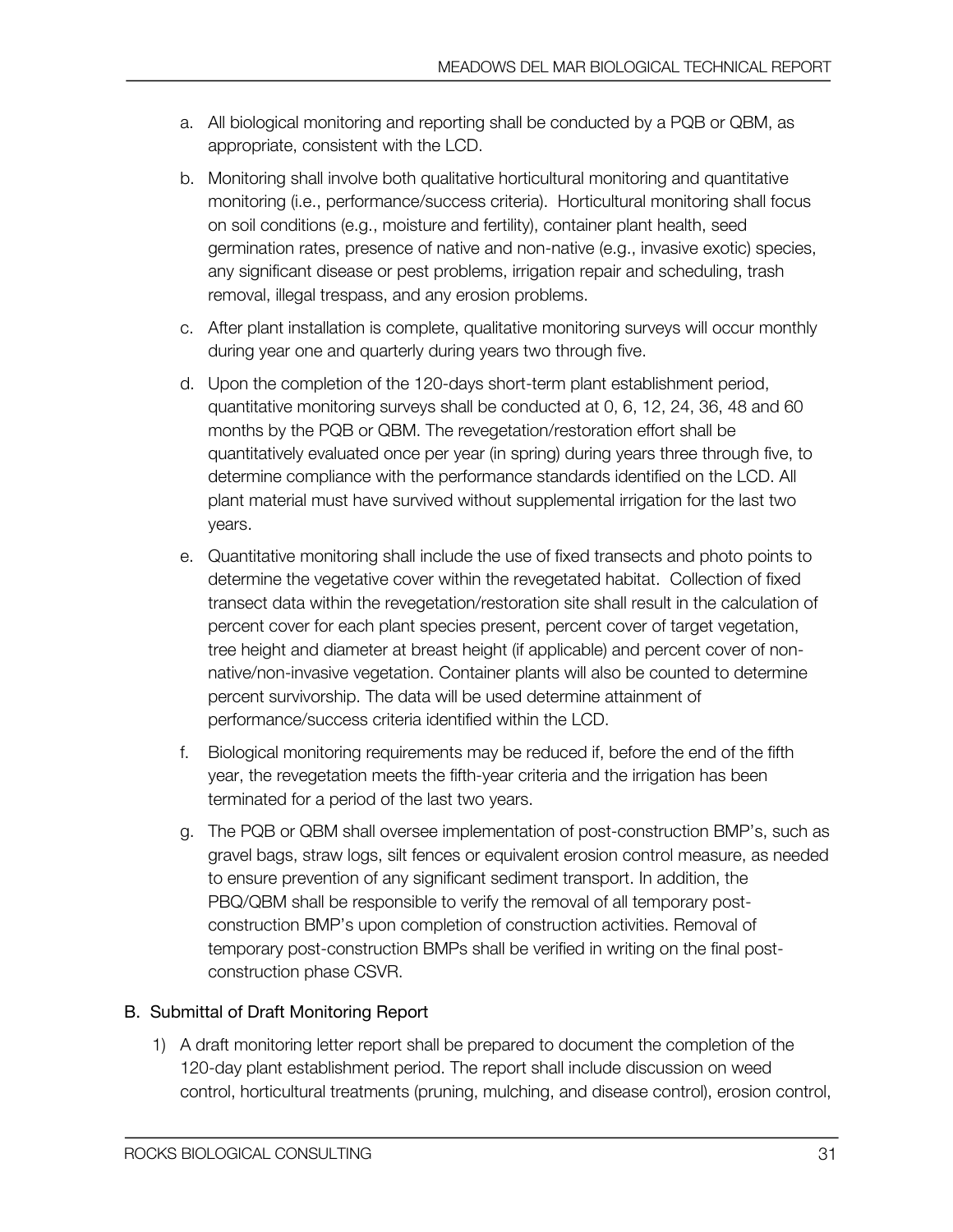a. All biological monitoring and reporting shall be conducted by a PQB or QBM, as appropriate, consistent with the LCD.

b. Monitoring shall involve both qualitative horticultural monitoring and quantitative monitoring (i.e., performance/success criteria). Horticultural monitoring shall focus on soil conditions (e.g., moisture and fertility), container plant health, seed germination rates, presence of native and non-native (e.g., invasive exotic) species, any significant disease or pest problems, irrigation repair and scheduling, trash removal, illegal trespass, and any erosion problems.

c. After plant installation is complete, qualitative monitoring surveys will occur monthly during year one and quarterly during years two through five.

d. Upon the completion of the 120-days short-term plant establishment period, quantitative monitoring surveys shall be conducted at 0, 6, 12, 24, 36, 48 and 60 months by the PQB or QBM. The revegetation/restoration effort shall be quantitatively evaluated once per year (in spring) during years three through five, to determine compliance with the performance standards identified on the LCD. All plant material must have survived without supplemental irrigation for the last two years.

e. Quantitative monitoring shall include the use of fixed transects and photo points to determine the vegetative cover within the revegetated habitat. Collection of fixed transect data within the revegetation/restoration site shall result in the calculation of percent cover for each plant species present, percent cover of target vegetation, tree height and diameter at breast height (if applicable) and percent cover of non-native/non-invasive vegetation. Container plants will also be counted to determine percent survivorship. The data will be used determine attainment of performance/success criteria identified within the LCD.

f. Biological monitoring requirements may be reduced if, before the end of the fifth year, the revegetation meets the fifth-year criteria and the irrigation has been terminated for a period of the last two years.

g. The PQB or QBM shall oversee implementation of post-construction BMP's, such as gravel bags, straw logs, silt fences or equivalent erosion control measure, as needed to ensure prevention of any significant sediment transport. In addition, the PBQ/QBM shall be responsible to verify the removal of all temporary post-construction BMP's upon completion of construction activities. Removal of temporary post-construction BMPs shall be verified in writing on the final post-construction phase CSVR.

B. Submittal of Draft Monitoring Report

1) A draft monitoring letter report shall be prepared to document the completion of the 120-day plant establishment period. The report shall include discussion on weed control, horticultural treatments (pruning, mulching, and disease control), erosion control,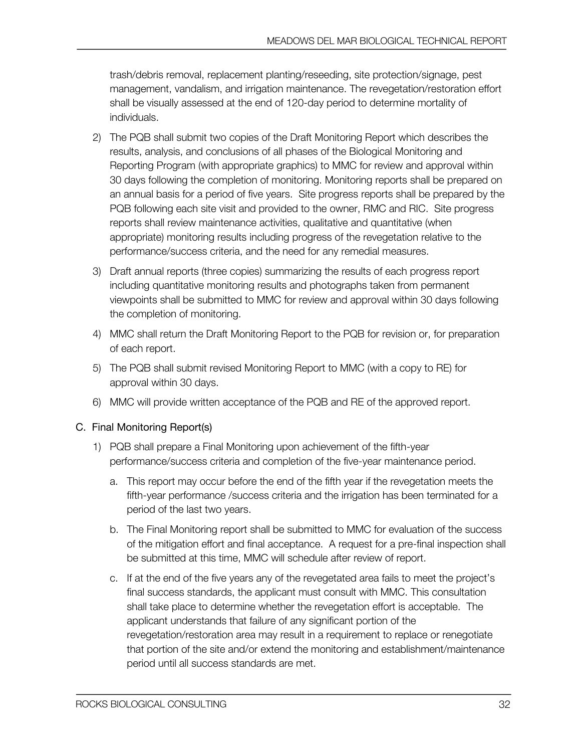trash/debris removal, replacement planting/reseeding, site protection/signage, pest management, vandalism, and irrigation maintenance. The revegetation/restoration effort shall be visually assessed at the end of 120-day period to determine mortality of individuals.

2) The PQB shall submit two copies of the Draft Monitoring Report which describes the results, analysis, and conclusions of all phases of the Biological Monitoring and Reporting Program (with appropriate graphics) to MMC for review and approval within 30 days following the completion of monitoring. Monitoring reports shall be prepared on an annual basis for a period of five years. Site progress reports shall be prepared by the PQB following each site visit and provided to the owner, RMC and RIC. Site progress reports shall review maintenance activities, qualitative and quantitative (when appropriate) monitoring results including progress of the revegetation relative to the performance/success criteria, and the need for any remedial measures.

3) Draft annual reports (three copies) summarizing the results of each progress report including quantitative monitoring results and photographs taken from permanent viewpoints shall be submitted to MMC for review and approval within 30 days following the completion of monitoring.

4) MMC shall return the Draft Monitoring Report to the PQB for revision or, for preparation of each report.

5) The PQB shall submit revised Monitoring Report to MMC (with a copy to RE) for approval within 30 days.

6) MMC will provide written acceptance of the PQB and RE of the approved report.

C. Final Monitoring Report(s)

1) PQB shall prepare a Final Monitoring upon achievement of the fifth-year performance/success criteria and completion of the five-year maintenance period.

   a. This report may occur before the end of the fifth year if the revegetation meets the fifth-year performance /success criteria and the irrigation has been terminated for a period of the last two years.

   b. The Final Monitoring report shall be submitted to MMC for evaluation of the success of the mitigation effort and final acceptance. A request for a pre-final inspection shall be submitted at this time, MMC will schedule after review of report.

   c. If at the end of the five years any of the revegetated area fails to meet the project's final success standards, the applicant must consult with MMC. This consultation shall take place to determine whether the revegetation effort is acceptable. The applicant understands that failure of any significant portion of the revegetation/restoration area may result in a requirement to replace or renegotiate that portion of the site and/or extend the monitoring and establishment/maintenance period until all success standards are met.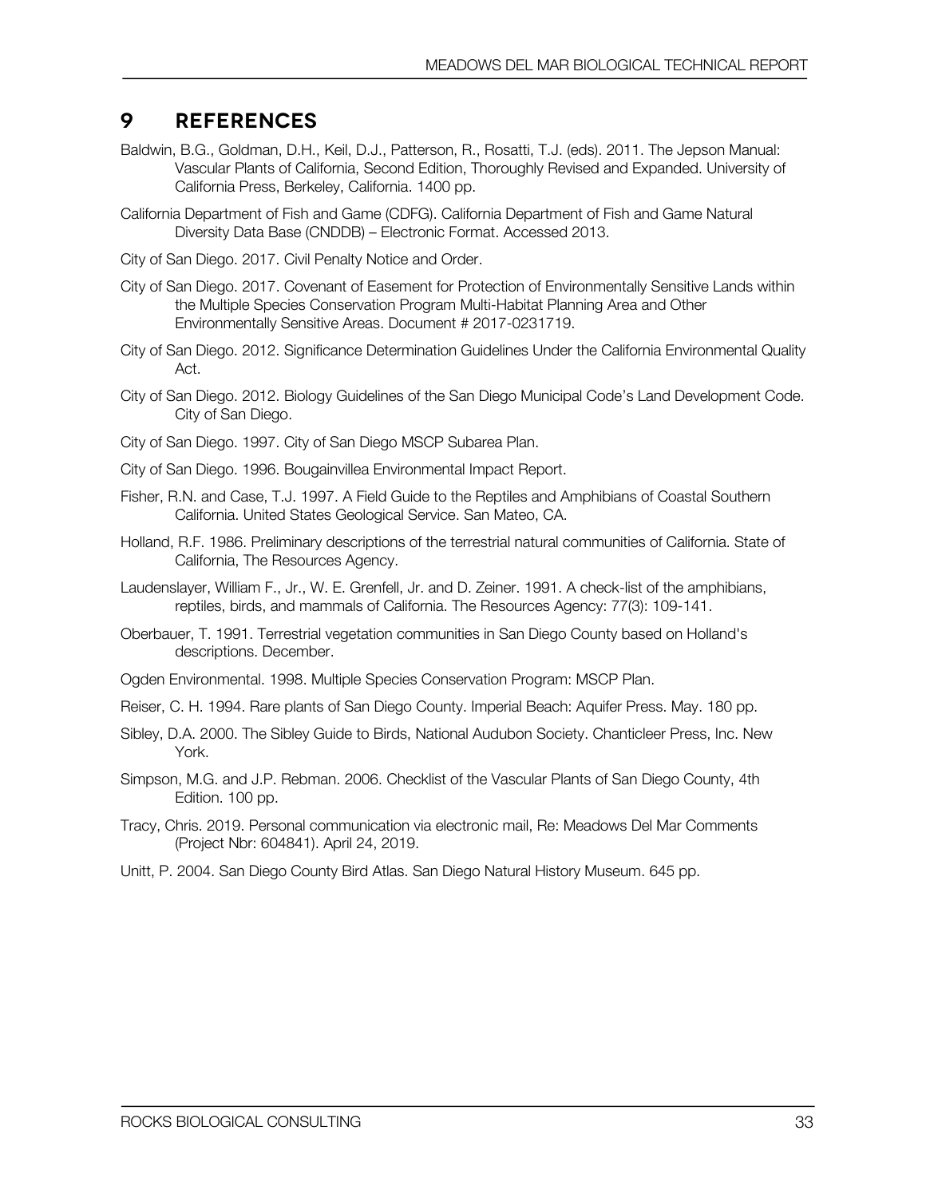# 9 REFERENCES

Baldwin, B.G., Goldman, D.H., Keil, D.J., Patterson, R., Rosatti, T.J. (eds). 2011. The Jepson Manual: Vascular Plants of California, Second Edition, Thoroughly Revised and Expanded. University of California Press, Berkeley, California. 1400 pp.

California Department of Fish and Game (CDFG). California Department of Fish and Game Natural Diversity Data Base (CNDDB) – Electronic Format. Accessed 2013.

City of San Diego. 2017. Civil Penalty Notice and Order.

City of San Diego. 2017. Covenant of Easement for Protection of Environmentally Sensitive Lands within the Multiple Species Conservation Program Multi-Habitat Planning Area and Other Environmentally Sensitive Areas. Document # 2017-0231719.

City of San Diego. 2012. Significance Determination Guidelines Under the California Environmental Quality Act.

City of San Diego. 2012. Biology Guidelines of the San Diego Municipal Code's Land Development Code. City of San Diego.

City of San Diego. 1997. City of San Diego MSCP Subarea Plan.

City of San Diego. 1996. Bougainvillea Environmental Impact Report.

Fisher, R.N. and Case, T.J. 1997. A Field Guide to the Reptiles and Amphibians of Coastal Southern California. United States Geological Service. San Mateo, CA.

Holland, R.F. 1986. Preliminary descriptions of the terrestrial natural communities of California. State of California, The Resources Agency.

Laudenslayer, William F., Jr., W. E. Grenfell, Jr. and D. Zeiner. 1991. A check-list of the amphibians, reptiles, birds, and mammals of California. The Resources Agency: 77(3): 109-141.

Oberbauer, T. 1991. Terrestrial vegetation communities in San Diego County based on Holland's descriptions. December.

Ogden Environmental. 1998. Multiple Species Conservation Program: MSCP Plan.

Reiser, C. H. 1994. Rare plants of San Diego County. Imperial Beach: Aquifer Press. May. 180 pp.

Sibley, D.A. 2000. The Sibley Guide to Birds, National Audubon Society. Chanticleer Press, Inc. New York.

Simpson, M.G. and J.P. Rebman. 2006. Checklist of the Vascular Plants of San Diego County, 4th Edition. 100 pp.

Tracy, Chris. 2019. Personal communication via electronic mail, Re: Meadows Del Mar Comments (Project Nbr: 604841). April 24, 2019.

Unitt, P. 2004. San Diego County Bird Atlas. San Diego Natural History Museum. 645 pp.